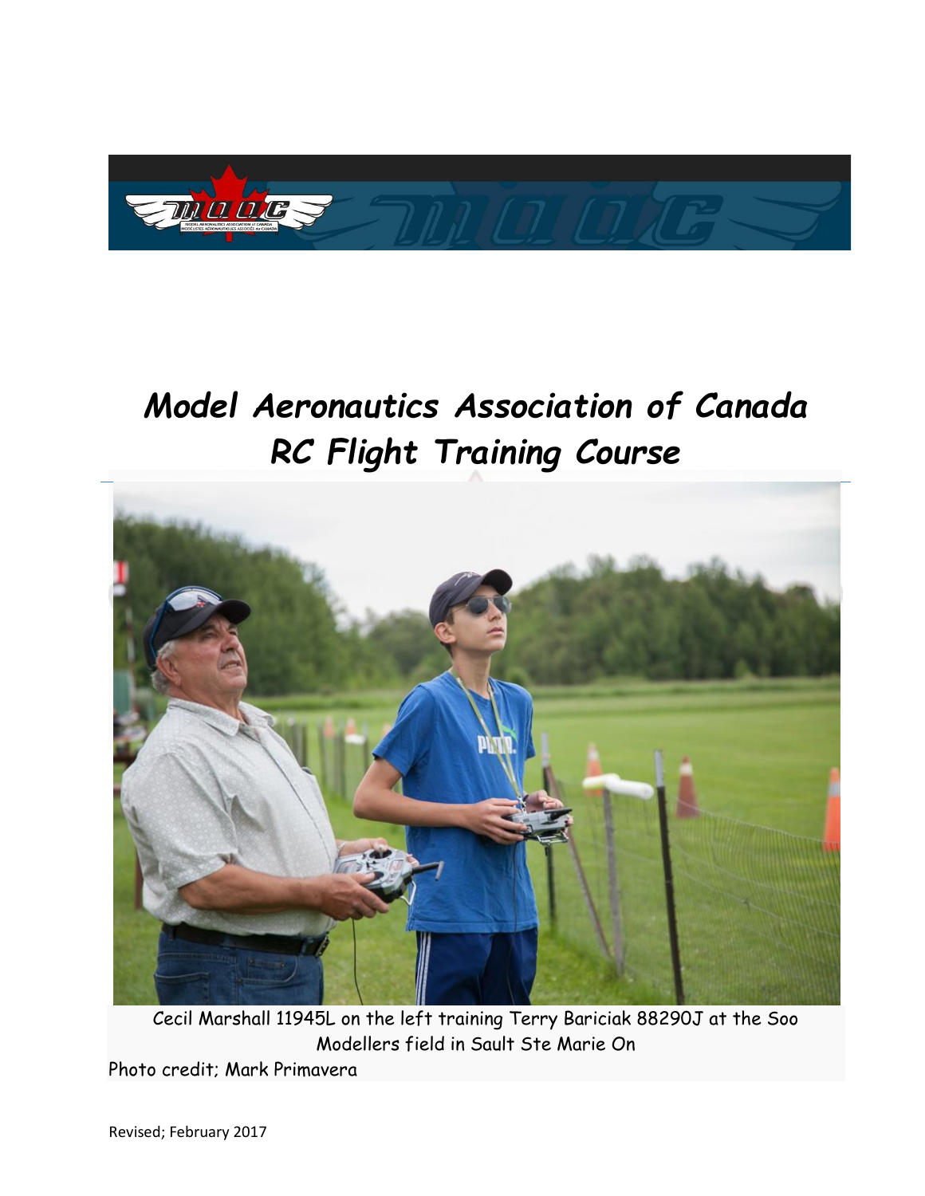# Model Aeronautics Association of Canada RC Flight Training Course

Cecil Marshall 11945L on the left training Terry Bariciak 88290J at the Soo Modellers field in Sault Ste Marie On

Photo credit; Mark Primavera

Revised; February 2017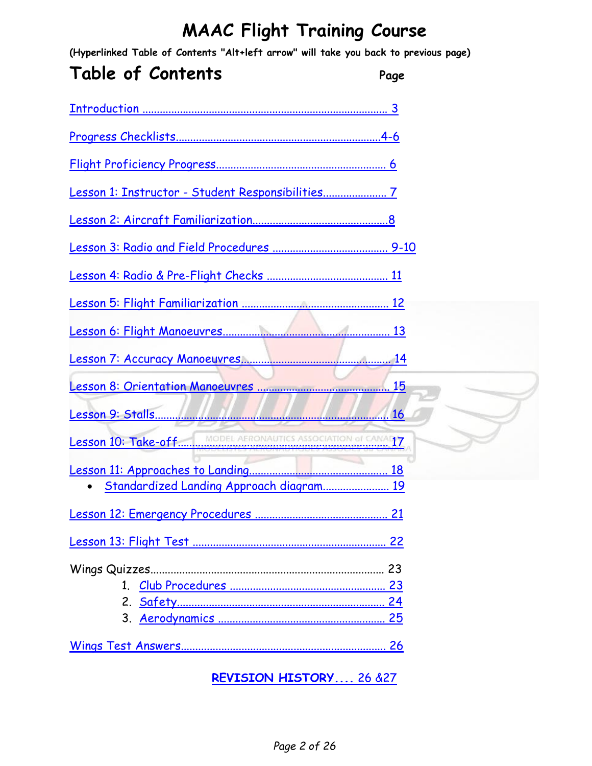# MAAC Flight Training Course

**(Hyperlinked Table of Contents "Alt+left arrow" will take you back to previous page)**

## Table of Contents

| | Page |
|---|---|
| Introduction | 3 |
| Progress Checklists | 4-6 |
| Flight Proficiency Progress | 6 |
| Lesson 1: Instructor - Student Responsibilities | 7 |
| Lesson 2: Aircraft Familiarization | 8 |
| Lesson 3: Radio and Field Procedures | 9-10 |
| Lesson 4: Radio & Pre-Flight Checks | 11 |
| Lesson 5: Flight Familiarization | 12 |
| Lesson 6: Flight Manoeuvres | 13 |
| Lesson 7: Accuracy Manoeuvres | 14 |
| Lesson 8: Orientation Manoeuvres | 15 |
| Lesson 9: Stalls | 16 |
| Lesson 10: Take-off | 17 |
| Lesson 11: Approaches to Landing | 18 |
| • Standardized Landing Approach diagram | 19 |
| Lesson 12: Emergency Procedures | 21 |
| Lesson 13: Flight Test | 22 |
| Wings Quizzes | 23 |
| 1. Club Procedures | 23 |
| 2. Safety | 24 |
| 3. Aerodynamics | 25 |
| Wings Test Answers | 26 |

**REVISION HISTORY....** 26 &27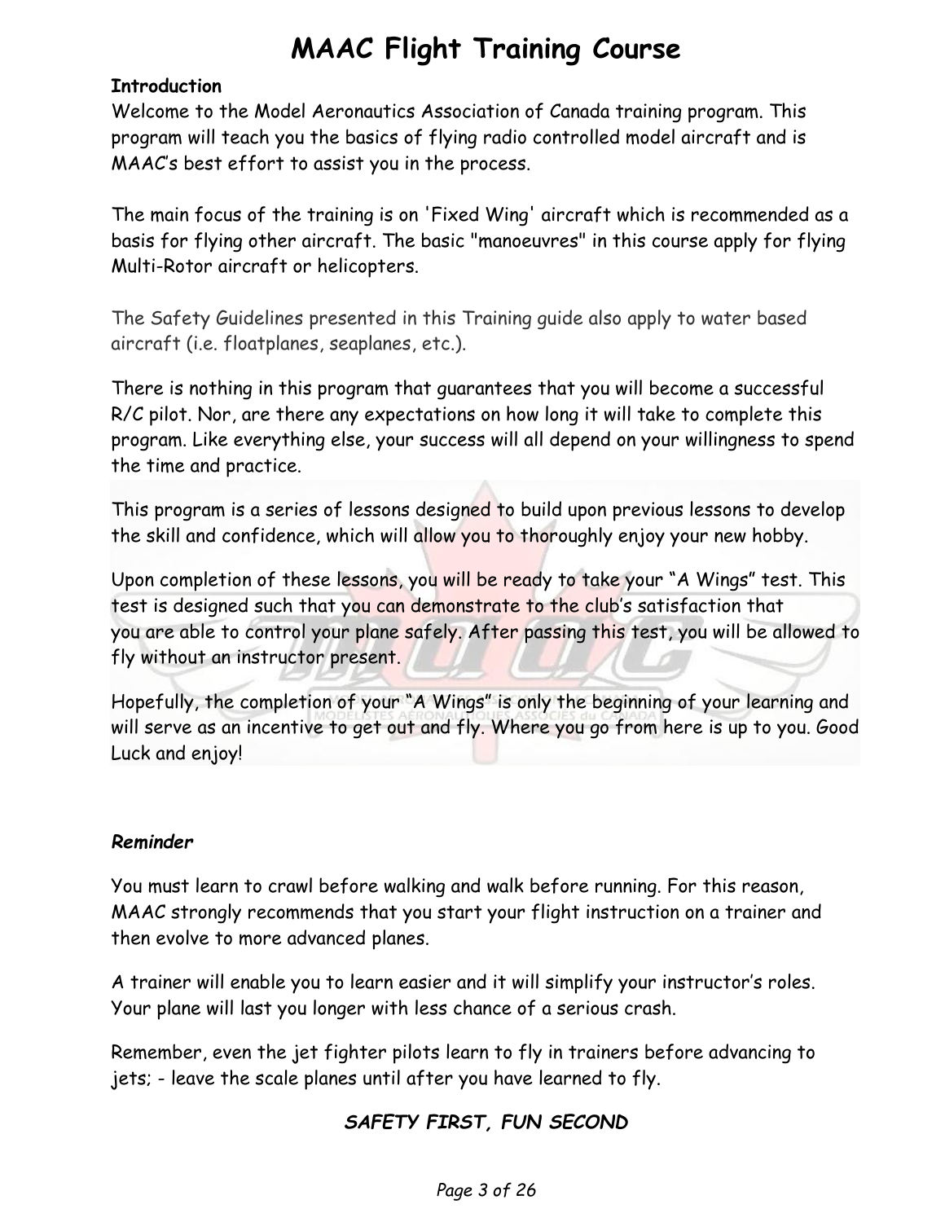# MAAC Flight Training Course

**Introduction**

Welcome to the Model Aeronautics Association of Canada training program. This program will teach you the basics of flying radio controlled model aircraft and is MAAC's best effort to assist you in the process.

The main focus of the training is on 'Fixed Wing' aircraft which is recommended as a basis for flying other aircraft. The basic "manoeuvres" in this course apply for flying Multi-Rotor aircraft or helicopters.

The Safety Guidelines presented in this Training guide also apply to water based aircraft (i.e. floatplanes, seaplanes, etc.).

There is nothing in this program that guarantees that you will become a successful R/C pilot. Nor, are there any expectations on how long it will take to complete this program. Like everything else, your success will all depend on your willingness to spend the time and practice.

This program is a series of lessons designed to build upon previous lessons to develop the skill and confidence, which will allow you to thoroughly enjoy your new hobby.

Upon completion of these lessons, you will be ready to take your "A Wings" test. This test is designed such that you can demonstrate to the club's satisfaction that you are able to control your plane safely. After passing this test, you will be allowed to fly without an instructor present.

Hopefully, the completion of your "A Wings" is only the beginning of your learning and will serve as an incentive to get out and fly. Where you go from here is up to you. Good Luck and enjoy!

***Reminder***

You must learn to crawl before walking and walk before running. For this reason, MAAC strongly recommends that you start your flight instruction on a trainer and then evolve to more advanced planes.

A trainer will enable you to learn easier and it will simplify your instructor's roles. Your plane will last you longer with less chance of a serious crash.

Remember, even the jet fighter pilots learn to fly in trainers before advancing to jets; - leave the scale planes until after you have learned to fly.

***SAFETY FIRST, FUN SECOND***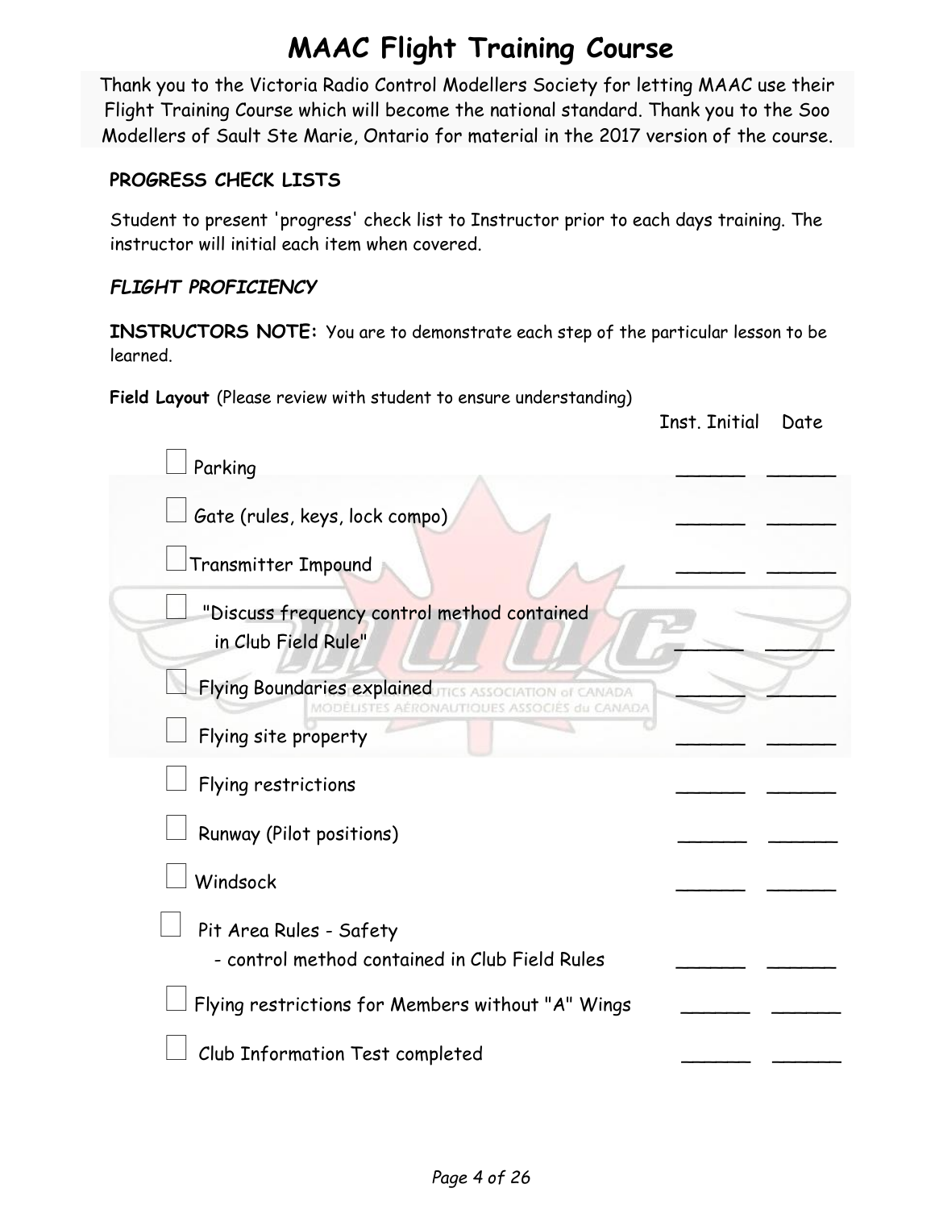# MAAC Flight Training Course

Thank you to the Victoria Radio Control Modellers Society for letting MAAC use their Flight Training Course which will become the national standard. Thank you to the Soo Modellers of Sault Ste Marie, Ontario for material in the 2017 version of the course.

**PROGRESS CHECK LISTS**

Student to present 'progress' check list to Instructor prior to each days training. The instructor will initial each item when covered.

***FLIGHT PROFICIENCY***

**INSTRUCTORS NOTE:** You are to demonstrate each step of the particular lesson to be learned.

**Field Layout** (Please review with student to ensure understanding)

| | Item | Inst. Initial | Date |
|---|---|---|---|
| ☐ | Parking | ______ | ______ |
| ☐ | Gate (rules, keys, lock compo) | ______ | ______ |
| ☐ | Transmitter Impound | ______ | ______ |
| ☐ | "Discuss frequency control method contained in Club Field Rule" | ______ | ______ |
| ☐ | Flying Boundaries explained | ______ | ______ |
| ☐ | Flying site property | ______ | ______ |
| ☐ | Flying restrictions | ______ | ______ |
| ☐ | Runway (Pilot positions) | ______ | ______ |
| ☐ | Windsock | ______ | ______ |
| ☐ | Pit Area Rules - Safety<br>- control method contained in Club Field Rules | ______ | ______ |
| ☐ | Flying restrictions for Members without "A" Wings | ______ | ______ |
| ☐ | Club Information Test completed | ______ | ______ |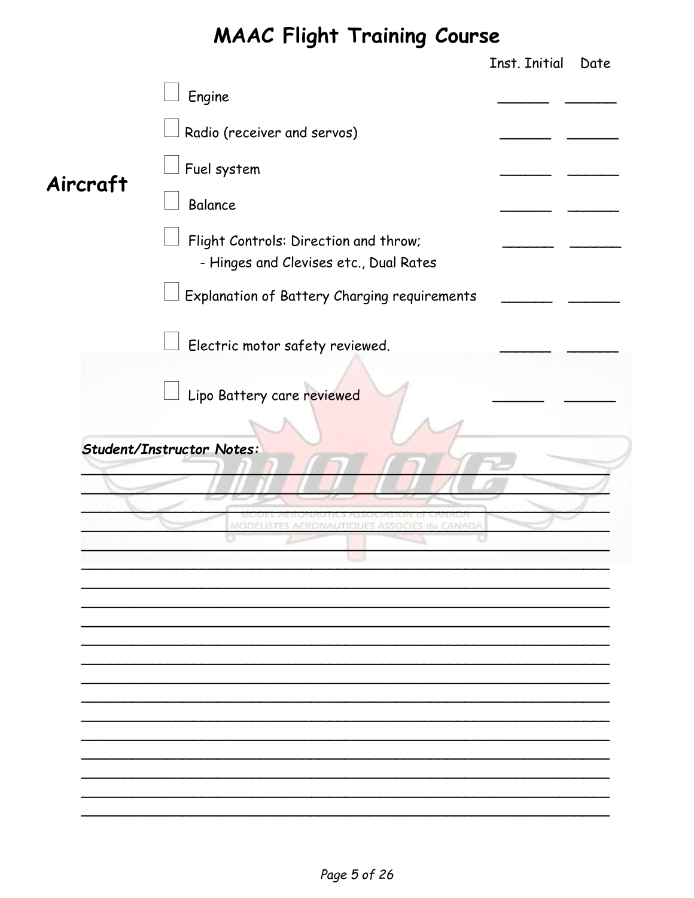# MAAC Flight Training Course

## Aircraft

| | | Inst. Initial | Date |
|---|---|---|---|
| ☐ | Engine | ______ | ______ |
| ☐ | Radio (receiver and servos) | ______ | ______ |
| ☐ | Fuel system | ______ | ______ |
| ☐ | Balance | ______ | ______ |
| ☐ | Flight Controls: Direction and throw; - Hinges and Clevises etc., Dual Rates | ______ | ______ |
| ☐ | Explanation of Battery Charging requirements | ______ | ______ |
| ☐ | Electric motor safety reviewed. | ______ | ______ |
| ☐ | Lipo Battery care reviewed | ______ | ______ |

***Student/Instructor Notes:***

___________________________________________________________________

___________________________________________________________________

___________________________________________________________________

___________________________________________________________________

___________________________________________________________________

___________________________________________________________________

___________________________________________________________________

___________________________________________________________________

___________________________________________________________________

___________________________________________________________________

___________________________________________________________________

___________________________________________________________________

___________________________________________________________________

___________________________________________________________________

___________________________________________________________________

___________________________________________________________________

___________________________________________________________________

___________________________________________________________________

___________________________________________________________________

___________________________________________________________________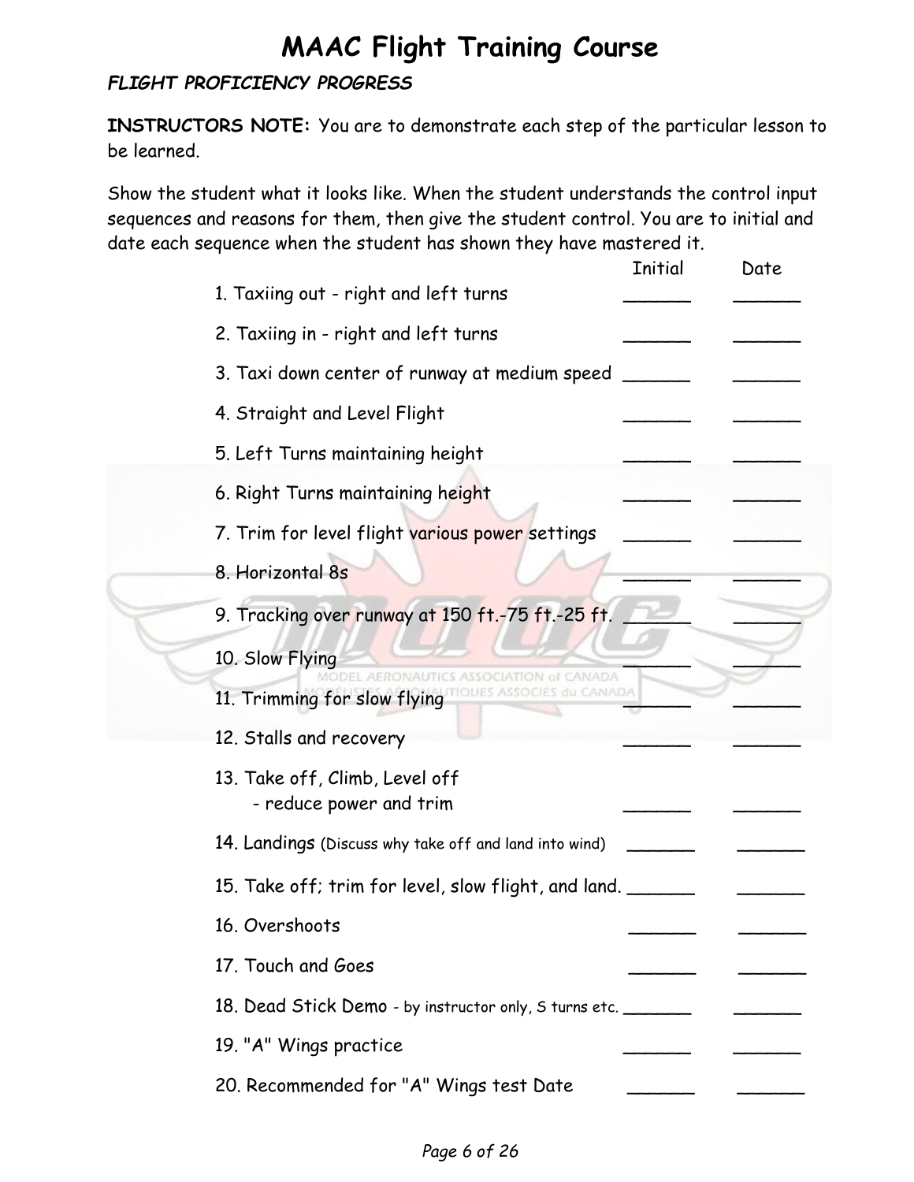# MAAC Flight Training Course

***FLIGHT PROFICIENCY PROGRESS***

**INSTRUCTORS NOTE:** You are to demonstrate each step of the particular lesson to be learned.

Show the student what it looks like. When the student understands the control input sequences and reasons for them, then give the student control. You are to initial and date each sequence when the student has shown they have mastered it.

| | Initial | Date |
|---|---|---|
| 1. Taxiing out - right and left turns | ______ | ______ |
| 2. Taxiing in - right and left turns | ______ | ______ |
| 3. Taxi down center of runway at medium speed | ______ | ______ |
| 4. Straight and Level Flight | ______ | ______ |
| 5. Left Turns maintaining height | ______ | ______ |
| 6. Right Turns maintaining height | ______ | ______ |
| 7. Trim for level flight various power settings | ______ | ______ |
| 8. Horizontal 8s | ______ | ______ |
| 9. Tracking over runway at 150 ft.-75 ft.-25 ft. | ______ | ______ |
| 10. Slow Flying | ______ | ______ |
| 11. Trimming for slow flying | ______ | ______ |
| 12. Stalls and recovery | ______ | ______ |
| 13. Take off, Climb, Level off - reduce power and trim | ______ | ______ |
| 14. Landings (Discuss why take off and land into wind) | ______ | ______ |
| 15. Take off; trim for level, slow flight, and land. | ______ | ______ |
| 16. Overshoots | ______ | ______ |
| 17. Touch and Goes | ______ | ______ |
| 18. Dead Stick Demo - by instructor only, S turns etc. | ______ | ______ |
| 19. "A" Wings practice | ______ | ______ |
| 20. Recommended for "A" Wings test Date | ______ | ______ |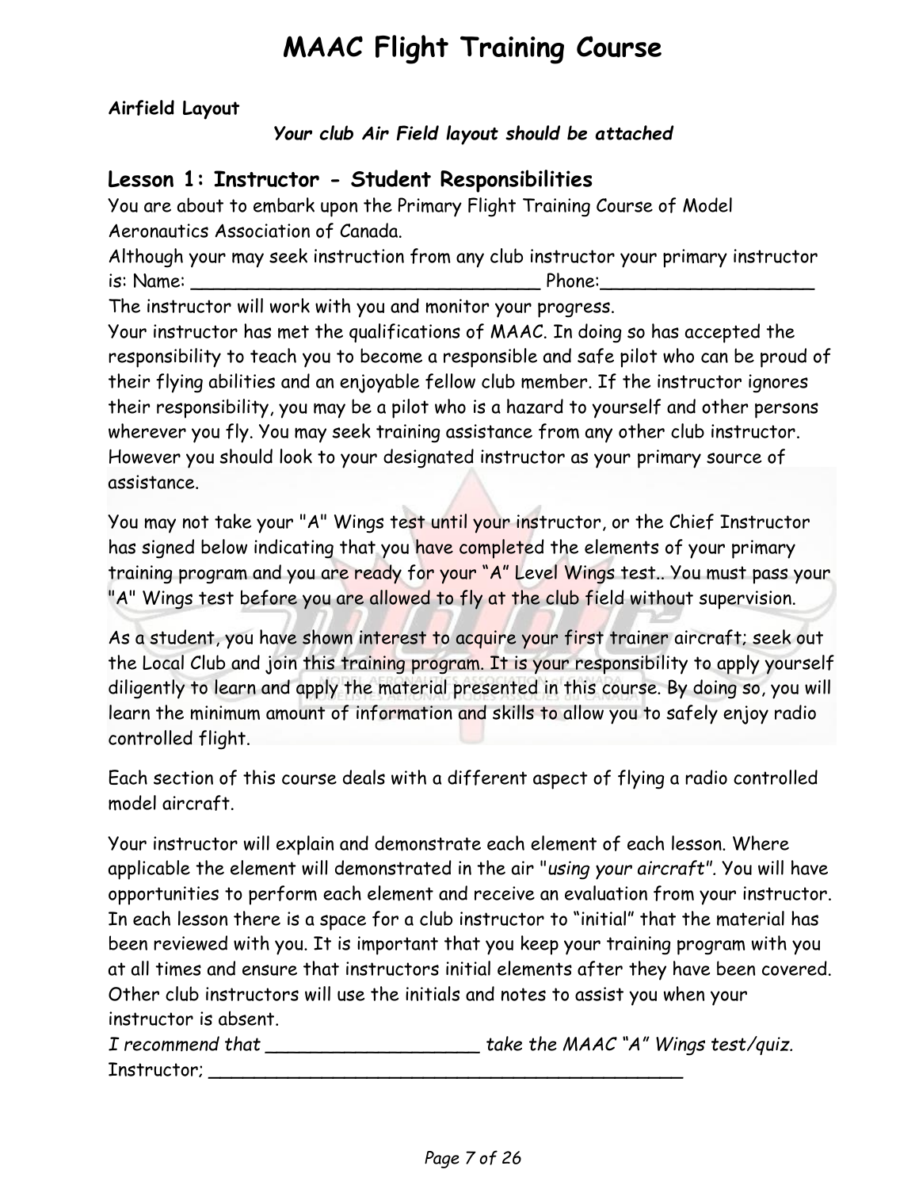# MAAC Flight Training Course

**Airfield Layout**

***Your club Air Field layout should be attached***

## Lesson 1: Instructor - Student Responsibilities

You are about to embark upon the Primary Flight Training Course of Model Aeronautics Association of Canada.

Although your may seek instruction from any club instructor your primary instructor is: Name: ________________________________ Phone:___________________

The instructor will work with you and monitor your progress.

Your instructor has met the qualifications of MAAC. In doing so has accepted the responsibility to teach you to become a responsible and safe pilot who can be proud of their flying abilities and an enjoyable fellow club member. If the instructor ignores their responsibility, you may be a pilot who is a hazard to yourself and other persons wherever you fly. You may seek training assistance from any other club instructor. However you should look to your designated instructor as your primary source of assistance.

You may not take your "A" Wings test until your instructor, or the Chief Instructor has signed below indicating that you have completed the elements of your primary training program and you are ready for your “A” Level Wings test.. You must pass your "A" Wings test before you are allowed to fly at the club field without supervision.

As a student, you have shown interest to acquire your first trainer aircraft; seek out the Local Club and join this training program. It is your responsibility to apply yourself diligently to learn and apply the material presented in this course. By doing so, you will learn the minimum amount of information and skills to allow you to safely enjoy radio controlled flight.

Each section of this course deals with a different aspect of flying a radio controlled model aircraft.

Your instructor will explain and demonstrate each element of each lesson. Where applicable the element will demonstrated in the air "*using your aircraft*". You will have opportunities to perform each element and receive an evaluation from your instructor. In each lesson there is a space for a club instructor to “initial” that the material has been reviewed with you. It is important that you keep your training program with you at all times and ensure that instructors initial elements after they have been covered. Other club instructors will use the initials and notes to assist you when your instructor is absent.

*I recommend that* ___________________ *take the MAAC “A” Wings test/quiz.*

Instructor; _____________________________________________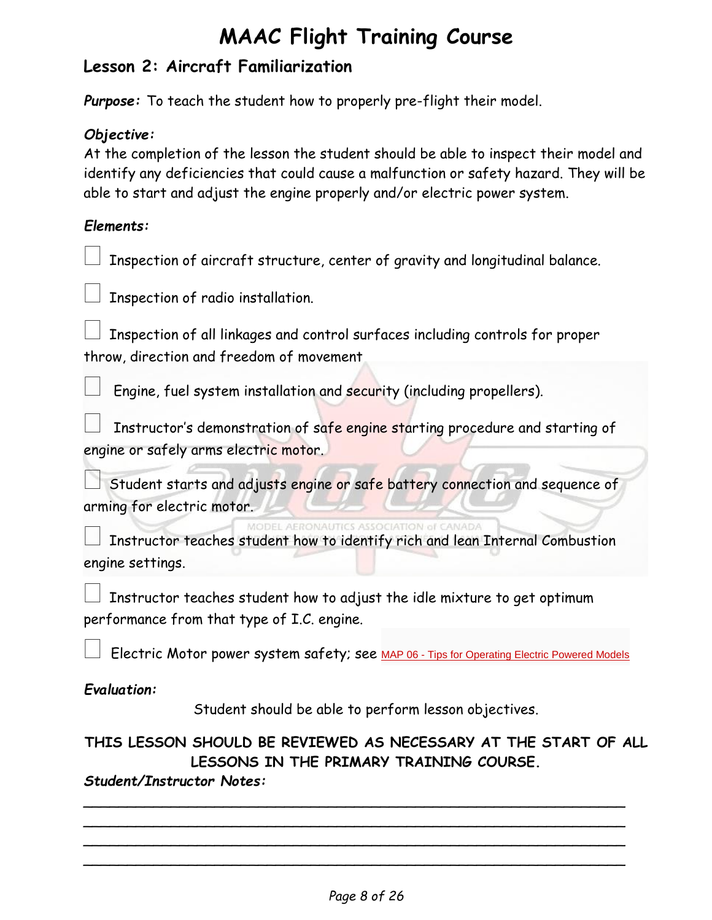# MAAC Flight Training Course

## Lesson 2: Aircraft Familiarization

***Purpose:*** To teach the student how to properly pre-flight their model.

***Objective:***
At the completion of the lesson the student should be able to inspect their model and identify any deficiencies that could cause a malfunction or safety hazard. They will be able to start and adjust the engine properly and/or electric power system.

***Elements:***

- [ ] Inspection of aircraft structure, center of gravity and longitudinal balance.
- [ ] Inspection of radio installation.
- [ ] Inspection of all linkages and control surfaces including controls for proper throw, direction and freedom of movement
- [ ] Engine, fuel system installation and security (including propellers).
- [ ] Instructor's demonstration of safe engine starting procedure and starting of engine or safely arms electric motor.
- [ ] Student starts and adjusts engine or safe battery connection and sequence of arming for electric motor.
- [ ] Instructor teaches student how to identify rich and lean Internal Combustion engine settings.
- [ ] Instructor teaches student how to adjust the idle mixture to get optimum performance from that type of I.C. engine.
- [ ] Electric Motor power system safety; see MAP 06 - Tips for Operating Electric Powered Models

***Evaluation:***

Student should be able to perform lesson objectives.

**THIS LESSON SHOULD BE REVIEWED AS NECESSARY AT THE START OF ALL LESSONS IN THE PRIMARY TRAINING COURSE.**

***Student/Instructor Notes:***

\_\_\_\_\_\_\_\_\_\_\_\_\_\_\_\_\_\_\_\_\_\_\_\_\_\_\_\_\_\_\_\_\_\_\_\_\_\_\_\_\_\_\_\_\_\_\_\_\_\_\_\_\_\_\_\_\_\_\_\_

\_\_\_\_\_\_\_\_\_\_\_\_\_\_\_\_\_\_\_\_\_\_\_\_\_\_\_\_\_\_\_\_\_\_\_\_\_\_\_\_\_\_\_\_\_\_\_\_\_\_\_\_\_\_\_\_\_\_\_\_

\_\_\_\_\_\_\_\_\_\_\_\_\_\_\_\_\_\_\_\_\_\_\_\_\_\_\_\_\_\_\_\_\_\_\_\_\_\_\_\_\_\_\_\_\_\_\_\_\_\_\_\_\_\_\_\_\_\_\_\_

\_\_\_\_\_\_\_\_\_\_\_\_\_\_\_\_\_\_\_\_\_\_\_\_\_\_\_\_\_\_\_\_\_\_\_\_\_\_\_\_\_\_\_\_\_\_\_\_\_\_\_\_\_\_\_\_\_\_\_\_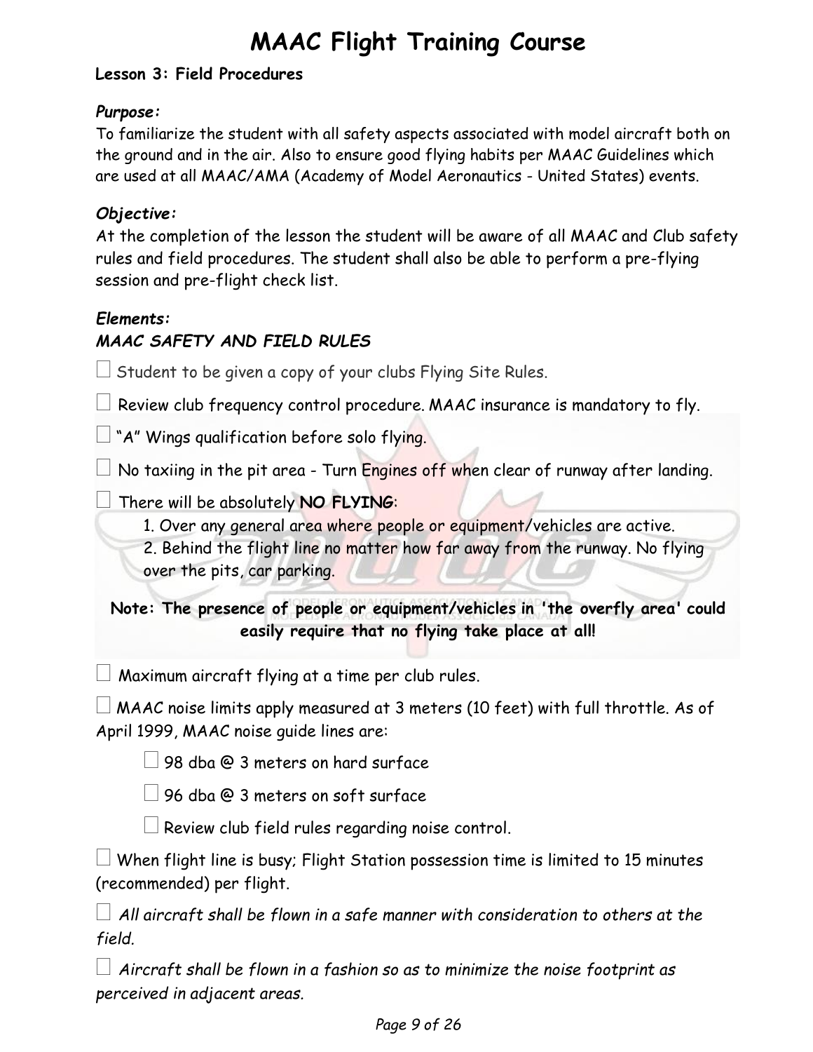# MAAC Flight Training Course

**Lesson 3: Field Procedures**

***Purpose:***

To familiarize the student with all safety aspects associated with model aircraft both on the ground and in the air. Also to ensure good flying habits per MAAC Guidelines which are used at all MAAC/AMA (Academy of Model Aeronautics - United States) events.

***Objective:***

At the completion of the lesson the student will be aware of all MAAC and Club safety rules and field procedures. The student shall also be able to perform a pre-flying session and pre-flight check list.

***Elements:***

***MAAC SAFETY AND FIELD RULES***

- ☐ Student to be given a copy of your clubs Flying Site Rules.
- ☐ Review club frequency control procedure. MAAC insurance is mandatory to fly.
- ☐ "A" Wings qualification before solo flying.
- ☐ No taxiing in the pit area - Turn Engines off when clear of runway after landing.
- ☐ There will be absolutely **NO FLYING**:
  1. Over any general area where people or equipment/vehicles are active.
  2. Behind the flight line no matter how far away from the runway. No flying over the pits, car parking.

**Note: The presence of people or equipment/vehicles in 'the overfly area' could easily require that no flying take place at all!**

- ☐ Maximum aircraft flying at a time per club rules.
- ☐ MAAC noise limits apply measured at 3 meters (10 feet) with full throttle. As of April 1999, MAAC noise guide lines are:
  - ☐ 98 dba @ 3 meters on hard surface
  - ☐ 96 dba @ 3 meters on soft surface
  - ☐ Review club field rules regarding noise control.
- ☐ When flight line is busy; Flight Station possession time is limited to 15 minutes (recommended) per flight.
- ☐ *All aircraft shall be flown in a safe manner with consideration to others at the field.*
- ☐ *Aircraft shall be flown in a fashion so as to minimize the noise footprint as perceived in adjacent areas.*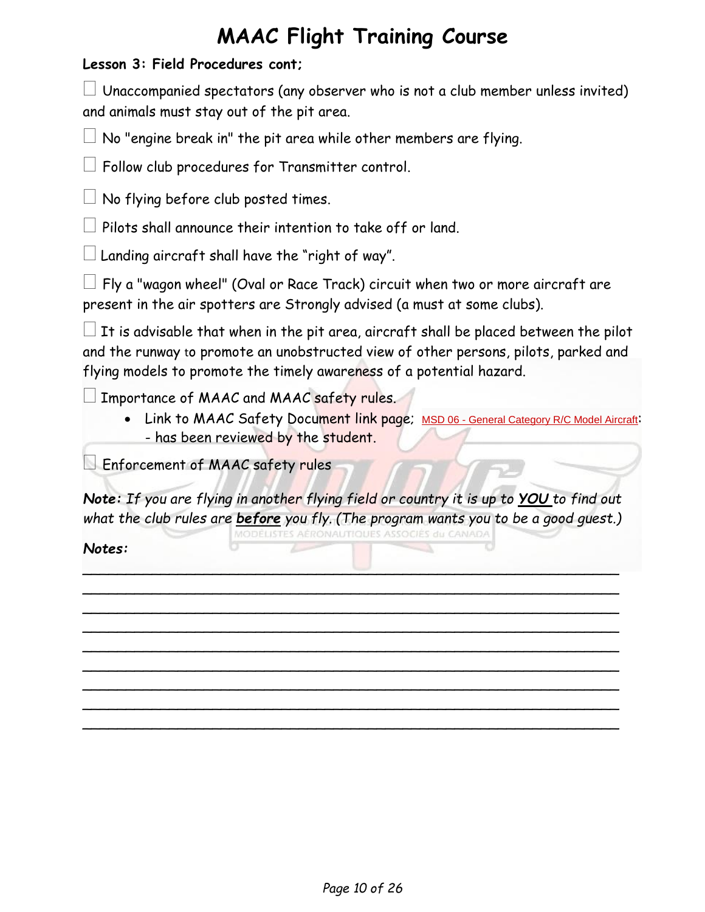# MAAC Flight Training Course

**Lesson 3: Field Procedures cont;**

☐ Unaccompanied spectators (any observer who is not a club member unless invited) and animals must stay out of the pit area.

☐ No "engine break in" the pit area while other members are flying.

☐ Follow club procedures for Transmitter control.

☐ No flying before club posted times.

☐ Pilots shall announce their intention to take off or land.

☐ Landing aircraft shall have the "right of way".

☐ Fly a "wagon wheel" (Oval or Race Track) circuit when two or more aircraft are present in the air spotters are Strongly advised (a must at some clubs).

☐ It is advisable that when in the pit area, aircraft shall be placed between the pilot and the runway to promote an unobstructed view of other persons, pilots, parked and flying models to promote the timely awareness of a potential hazard.

☐ Importance of MAAC and MAAC safety rules.

- Link to MAAC Safety Document link page; MSD 06 - General Category R/C Model Aircraft; - has been reviewed by the student.

☐ Enforcement of MAAC safety rules

***Note:*** *If you are flying in another flying field or country it is up to* ***YOU*** *to find out what the club rules are* ***before*** *you fly. (The program wants you to be a good guest.)*

***Notes:***

\_\_\_\_\_\_\_\_\_\_\_\_\_\_\_\_\_\_\_\_\_\_\_\_\_\_\_\_\_\_\_\_\_\_\_\_\_\_\_\_\_\_\_\_\_\_\_\_\_\_\_\_\_\_\_\_\_\_\_\_

\_\_\_\_\_\_\_\_\_\_\_\_\_\_\_\_\_\_\_\_\_\_\_\_\_\_\_\_\_\_\_\_\_\_\_\_\_\_\_\_\_\_\_\_\_\_\_\_\_\_\_\_\_\_\_\_\_\_\_\_

\_\_\_\_\_\_\_\_\_\_\_\_\_\_\_\_\_\_\_\_\_\_\_\_\_\_\_\_\_\_\_\_\_\_\_\_\_\_\_\_\_\_\_\_\_\_\_\_\_\_\_\_\_\_\_\_\_\_\_\_

\_\_\_\_\_\_\_\_\_\_\_\_\_\_\_\_\_\_\_\_\_\_\_\_\_\_\_\_\_\_\_\_\_\_\_\_\_\_\_\_\_\_\_\_\_\_\_\_\_\_\_\_\_\_\_\_\_\_\_\_

\_\_\_\_\_\_\_\_\_\_\_\_\_\_\_\_\_\_\_\_\_\_\_\_\_\_\_\_\_\_\_\_\_\_\_\_\_\_\_\_\_\_\_\_\_\_\_\_\_\_\_\_\_\_\_\_\_\_\_\_

\_\_\_\_\_\_\_\_\_\_\_\_\_\_\_\_\_\_\_\_\_\_\_\_\_\_\_\_\_\_\_\_\_\_\_\_\_\_\_\_\_\_\_\_\_\_\_\_\_\_\_\_\_\_\_\_\_\_\_\_

\_\_\_\_\_\_\_\_\_\_\_\_\_\_\_\_\_\_\_\_\_\_\_\_\_\_\_\_\_\_\_\_\_\_\_\_\_\_\_\_\_\_\_\_\_\_\_\_\_\_\_\_\_\_\_\_\_\_\_\_

\_\_\_\_\_\_\_\_\_\_\_\_\_\_\_\_\_\_\_\_\_\_\_\_\_\_\_\_\_\_\_\_\_\_\_\_\_\_\_\_\_\_\_\_\_\_\_\_\_\_\_\_\_\_\_\_\_\_\_\_

\_\_\_\_\_\_\_\_\_\_\_\_\_\_\_\_\_\_\_\_\_\_\_\_\_\_\_\_\_\_\_\_\_\_\_\_\_\_\_\_\_\_\_\_\_\_\_\_\_\_\_\_\_\_\_\_\_\_\_\_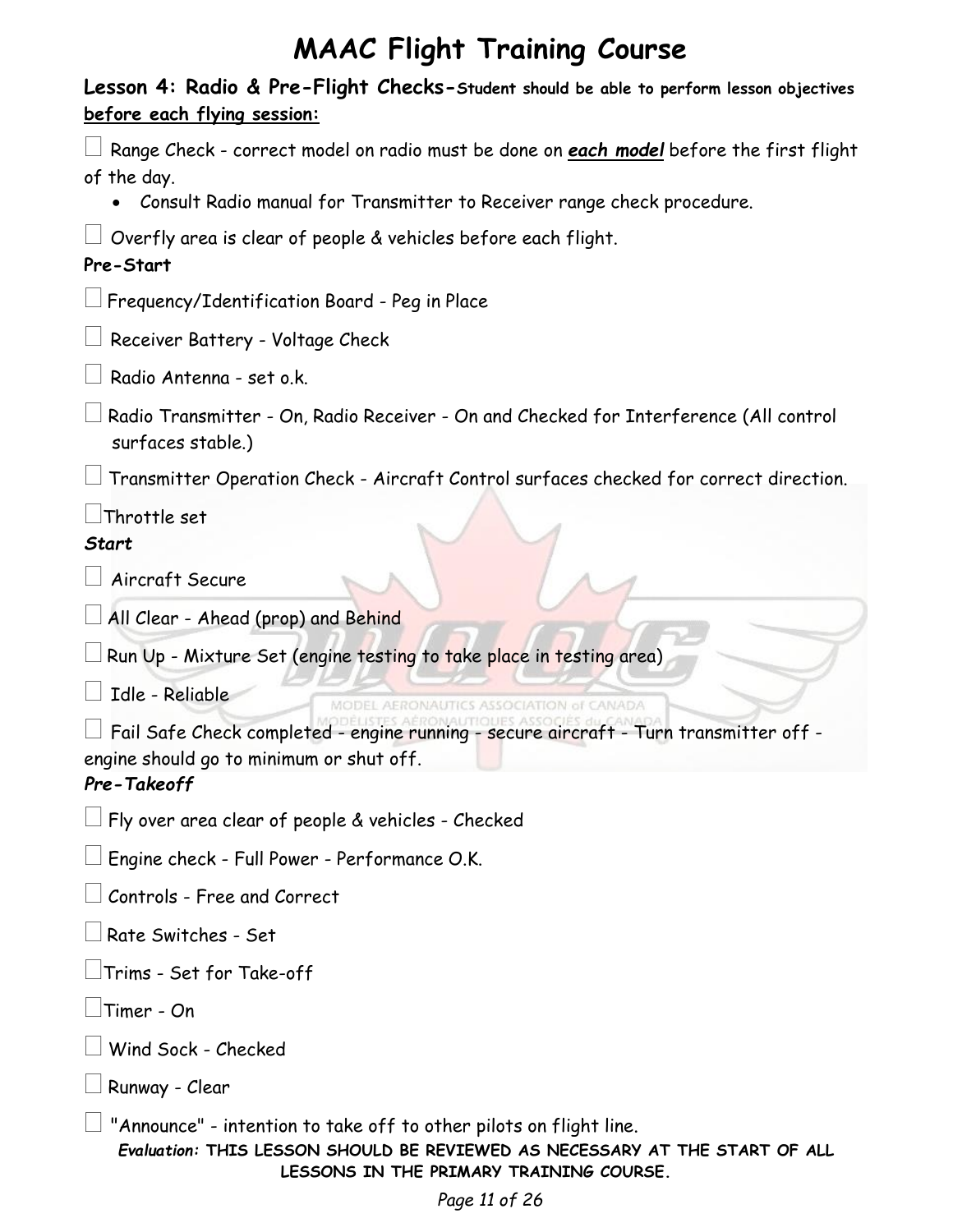# MAAC Flight Training Course

**Lesson 4: Radio & Pre-Flight Checks-** **Student should be able to perform lesson objectives <u>before each flying session:</u>**

☐ Range Check - correct model on radio must be done on ***<u>each model</u>*** before the first flight of the day.

- Consult Radio manual for Transmitter to Receiver range check procedure.

☐ Overfly area is clear of people & vehicles before each flight.

**Pre-Start**

☐ Frequency/Identification Board - Peg in Place

☐ Receiver Battery - Voltage Check

☐ Radio Antenna - set o.k.

☐ Radio Transmitter - On, Radio Receiver - On and Checked for Interference (All control surfaces stable.)

☐ Transmitter Operation Check - Aircraft Control surfaces checked for correct direction.

☐ Throttle set

***Start***

☐ Aircraft Secure

☐ All Clear - Ahead (prop) and Behind

☐ Run Up - Mixture Set (engine testing to take place in testing area)

☐ Idle - Reliable

☐ Fail Safe Check completed - engine running - secure aircraft - Turn transmitter off - engine should go to minimum or shut off.

***Pre-Takeoff***

☐ Fly over area clear of people & vehicles - Checked

☐ Engine check - Full Power - Performance O.K.

☐ Controls - Free and Correct

☐ Rate Switches - Set

☐ Trims - Set for Take-off

☐ Timer - On

☐ Wind Sock - Checked

☐ Runway - Clear

☐ "Announce" - intention to take off to other pilots on flight line.

***Evaluation:*** **THIS LESSON SHOULD BE REVIEWED AS NECESSARY AT THE START OF ALL LESSONS IN THE PRIMARY TRAINING COURSE.**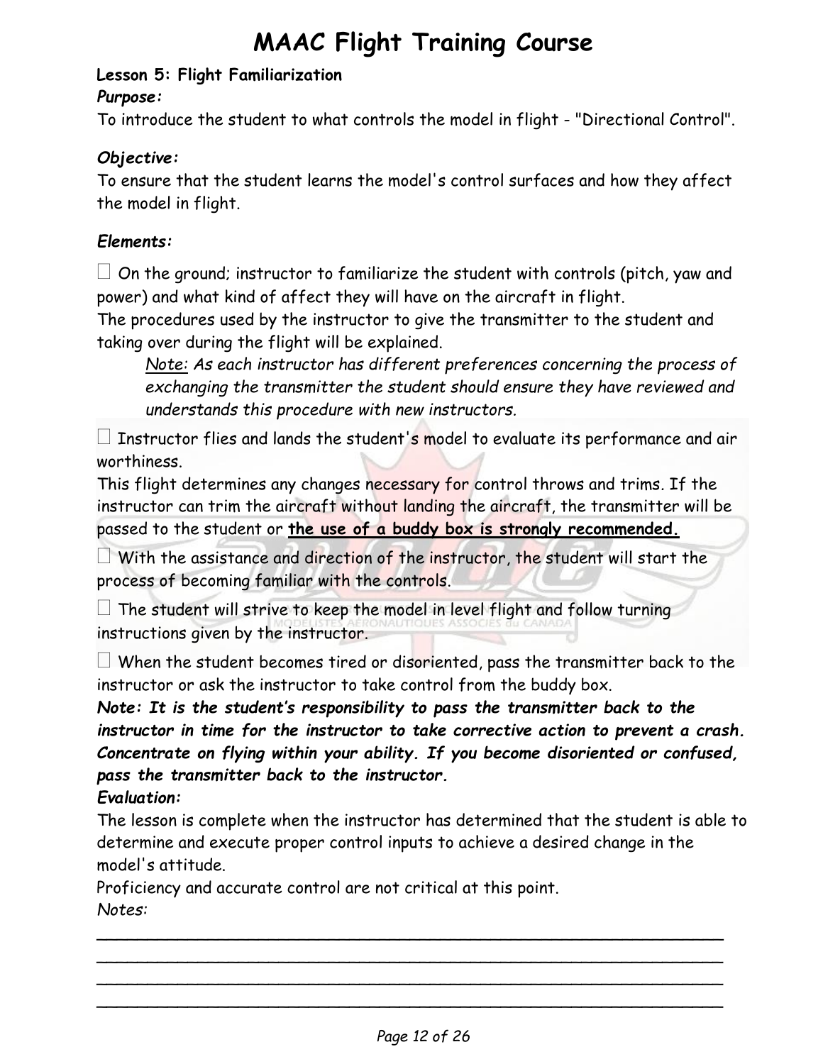# MAAC Flight Training Course

**Lesson 5: Flight Familiarization**

***Purpose:***

To introduce the student to what controls the model in flight - "Directional Control".

***Objective:***

To ensure that the student learns the model's control surfaces and how they affect the model in flight.

***Elements:***

☐ On the ground; instructor to familiarize the student with controls (pitch, yaw and power) and what kind of affect they will have on the aircraft in flight.
The procedures used by the instructor to give the transmitter to the student and taking over during the flight will be explained.

> *Note: As each instructor has different preferences concerning the process of exchanging the transmitter the student should ensure they have reviewed and understands this procedure with new instructors.*

☐ Instructor flies and lands the student's model to evaluate its performance and air worthiness.
This flight determines any changes necessary for control throws and trims. If the instructor can trim the aircraft without landing the aircraft, the transmitter will be passed to the student or **the use of a buddy box is strongly recommended.**

☐ With the assistance and direction of the instructor, the student will start the process of becoming familiar with the controls.

☐ The student will strive to keep the model in level flight and follow turning instructions given by the instructor.

☐ When the student becomes tired or disoriented, pass the transmitter back to the instructor or ask the instructor to take control from the buddy box.

***Note: It is the student's responsibility to pass the transmitter back to the instructor in time for the instructor to take corrective action to prevent a crash. Concentrate on flying within your ability. If you become disoriented or confused, pass the transmitter back to the instructor.***

***Evaluation:***

The lesson is complete when the instructor has determined that the student is able to determine and execute proper control inputs to achieve a desired change in the model's attitude.

Proficiency and accurate control are not critical at this point.

*Notes:*

\_\_\_\_\_\_\_\_\_\_\_\_\_\_\_\_\_\_\_\_\_\_\_\_\_\_\_\_\_\_\_\_\_\_\_\_\_\_\_\_\_\_\_\_\_\_\_\_\_\_\_\_\_\_\_\_\_\_\_\_
\_\_\_\_\_\_\_\_\_\_\_\_\_\_\_\_\_\_\_\_\_\_\_\_\_\_\_\_\_\_\_\_\_\_\_\_\_\_\_\_\_\_\_\_\_\_\_\_\_\_\_\_\_\_\_\_\_\_\_\_
\_\_\_\_\_\_\_\_\_\_\_\_\_\_\_\_\_\_\_\_\_\_\_\_\_\_\_\_\_\_\_\_\_\_\_\_\_\_\_\_\_\_\_\_\_\_\_\_\_\_\_\_\_\_\_\_\_\_\_\_
\_\_\_\_\_\_\_\_\_\_\_\_\_\_\_\_\_\_\_\_\_\_\_\_\_\_\_\_\_\_\_\_\_\_\_\_\_\_\_\_\_\_\_\_\_\_\_\_\_\_\_\_\_\_\_\_\_\_\_\_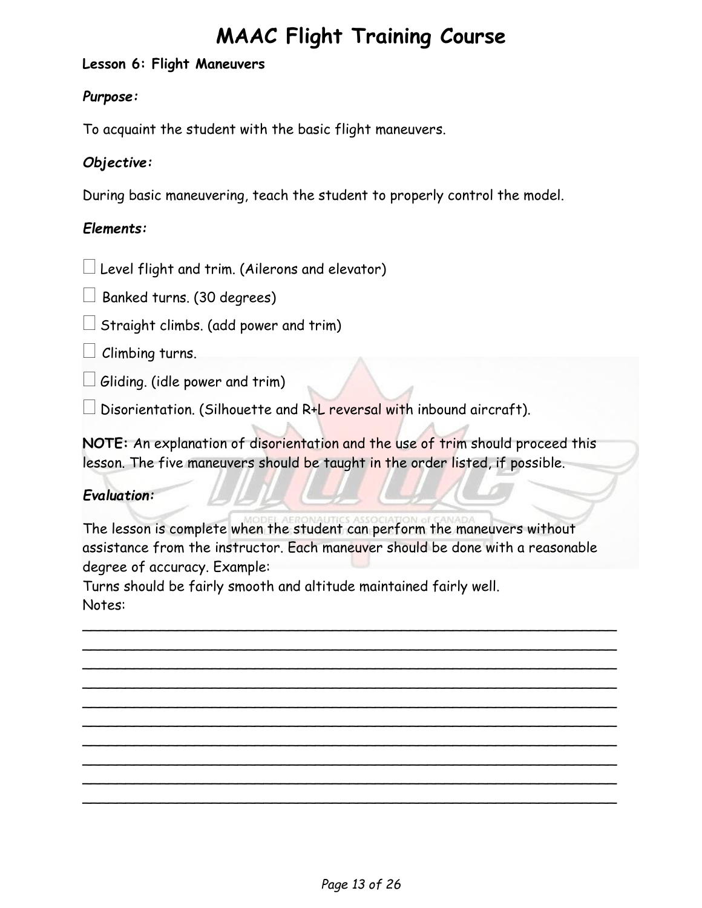# MAAC Flight Training Course

**Lesson 6: Flight Maneuvers**

***Purpose:***

To acquaint the student with the basic flight maneuvers.

***Objective:***

During basic maneuvering, teach the student to properly control the model.

***Elements:***

- ☐ Level flight and trim. (Ailerons and elevator)
- ☐ Banked turns. (30 degrees)
- ☐ Straight climbs. (add power and trim)
- ☐ Climbing turns.
- ☐ Gliding. (idle power and trim)
- ☐ Disorientation. (Silhouette and R+L reversal with inbound aircraft).

**NOTE:** An explanation of disorientation and the use of trim should proceed this lesson. The five maneuvers should be taught in the order listed, if possible.

***Evaluation:***

The lesson is complete when the student can perform the maneuvers without assistance from the instructor. Each maneuver should be done with a reasonable degree of accuracy. Example:
Turns should be fairly smooth and altitude maintained fairly well.
Notes:

______________________________________________________________

______________________________________________________________

______________________________________________________________

______________________________________________________________

______________________________________________________________

______________________________________________________________

______________________________________________________________

______________________________________________________________

______________________________________________________________

______________________________________________________________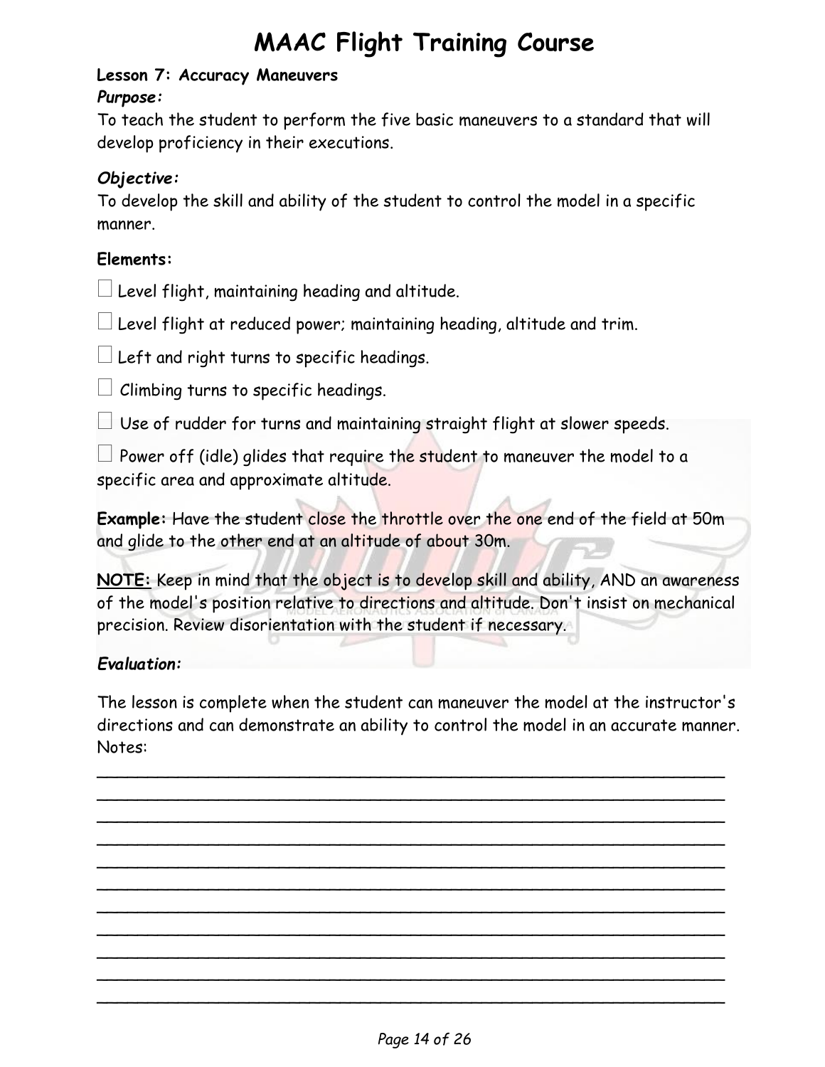# MAAC Flight Training Course

**Lesson 7: Accuracy Maneuvers**

***Purpose:***

To teach the student to perform the five basic maneuvers to a standard that will develop proficiency in their executions.

***Objective:***

To develop the skill and ability of the student to control the model in a specific manner.

**Elements:**

- ☐ Level flight, maintaining heading and altitude.
- ☐ Level flight at reduced power; maintaining heading, altitude and trim.
- ☐ Left and right turns to specific headings.
- ☐ Climbing turns to specific headings.
- ☐ Use of rudder for turns and maintaining straight flight at slower speeds.
- ☐ Power off (idle) glides that require the student to maneuver the model to a specific area and approximate altitude.

**Example:** Have the student close the throttle over the one end of the field at 50m and glide to the other end at an altitude of about 30m.

**<u>NOTE:</u>** Keep in mind that the object is to develop skill and ability, AND an awareness of the model's position relative to directions and altitude. Don't insist on mechanical precision. Review disorientation with the student if necessary.

***Evaluation:***

The lesson is complete when the student can maneuver the model at the instructor's directions and can demonstrate an ability to control the model in an accurate manner.

Notes:

_____________________________________________________________
_____________________________________________________________
_____________________________________________________________
_____________________________________________________________
_____________________________________________________________
_____________________________________________________________
_____________________________________________________________
_____________________________________________________________
_____________________________________________________________
_____________________________________________________________
_____________________________________________________________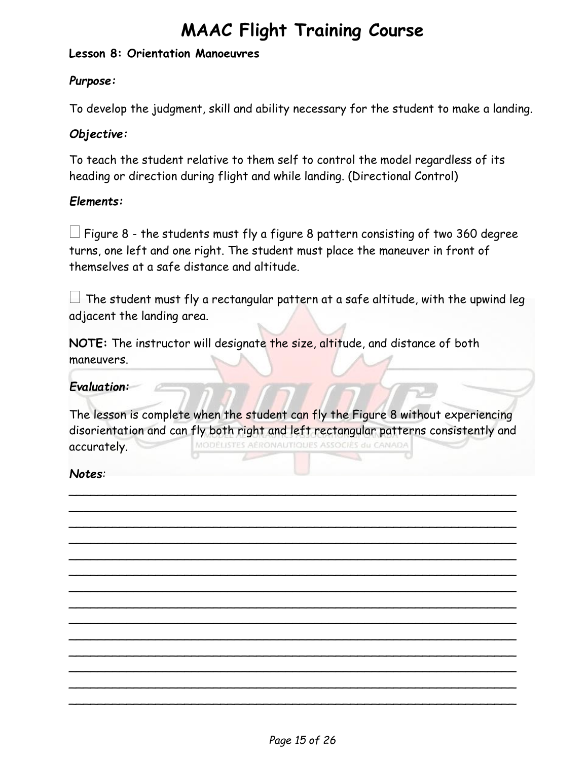# MAAC Flight Training Course

**Lesson 8: Orientation Manoeuvres**

***Purpose:***

To develop the judgment, skill and ability necessary for the student to make a landing.

***Objective:***

To teach the student relative to them self to control the model regardless of its heading or direction during flight and while landing. (Directional Control)

***Elements:***

- [ ] Figure 8 - the students must fly a figure 8 pattern consisting of two 360 degree turns, one left and one right. The student must place the maneuver in front of themselves at a safe distance and altitude.

- [ ] The student must fly a rectangular pattern at a safe altitude, with the upwind leg adjacent the landing area.

**NOTE:** The instructor will designate the size, altitude, and distance of both maneuvers.

***Evaluation:***

The lesson is complete when the student can fly the Figure 8 without experiencing disorientation and can fly both right and left rectangular patterns consistently and accurately.

***Notes***:

______________________________________________________________

______________________________________________________________

______________________________________________________________

______________________________________________________________

______________________________________________________________

______________________________________________________________

______________________________________________________________

______________________________________________________________

______________________________________________________________

______________________________________________________________

______________________________________________________________

______________________________________________________________

______________________________________________________________

______________________________________________________________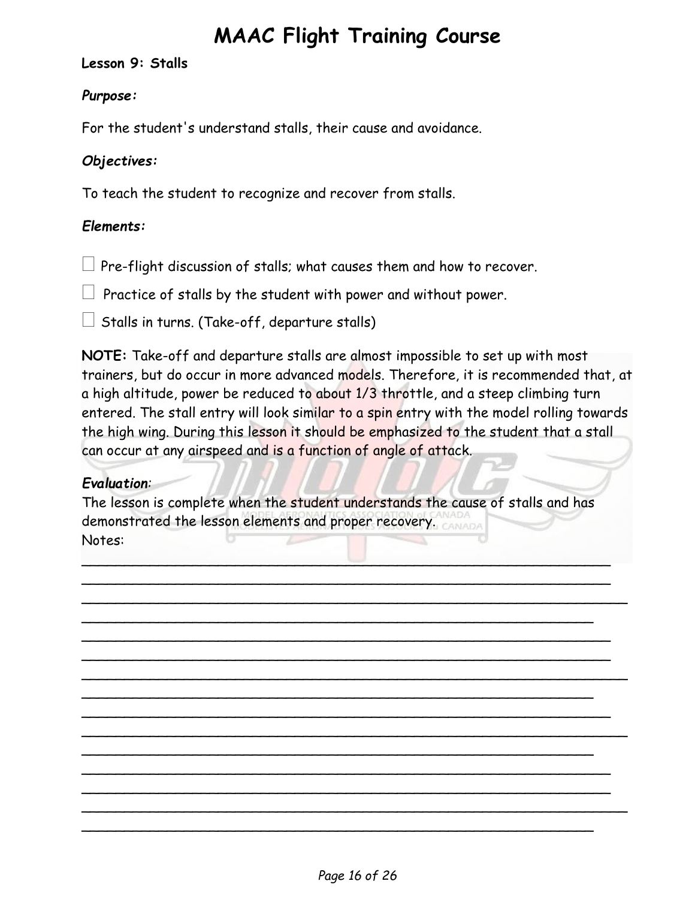# MAAC Flight Training Course

**Lesson 9: Stalls**

***Purpose:***

For the student's understand stalls, their cause and avoidance.

***Objectives:***

To teach the student to recognize and recover from stalls.

***Elements:***

- ☐ Pre-flight discussion of stalls; what causes them and how to recover.
- ☐ Practice of stalls by the student with power and without power.
- ☐ Stalls in turns. (Take-off, departure stalls)

**NOTE:** Take-off and departure stalls are almost impossible to set up with most trainers, but do occur in more advanced models. Therefore, it is recommended that, at a high altitude, power be reduced to about 1/3 throttle, and a steep climbing turn entered. The stall entry will look similar to a spin entry with the model rolling towards the high wing. During this lesson it should be emphasized to the student that a stall can occur at any airspeed and is a function of angle of attack.

***Evaluation*:**
The lesson is complete when the student understands the cause of stalls and has demonstrated the lesson elements and proper recovery.
Notes:

___________________________________________________________________
___________________________________________________________________
___________________________________________________________________
___________________________________________________________________
___________________________________________________________________
___________________________________________________________________
___________________________________________________________________
___________________________________________________________________
___________________________________________________________________
___________________________________________________________________
___________________________________________________________________
___________________________________________________________________
___________________________________________________________________
___________________________________________________________________
___________________________________________________________________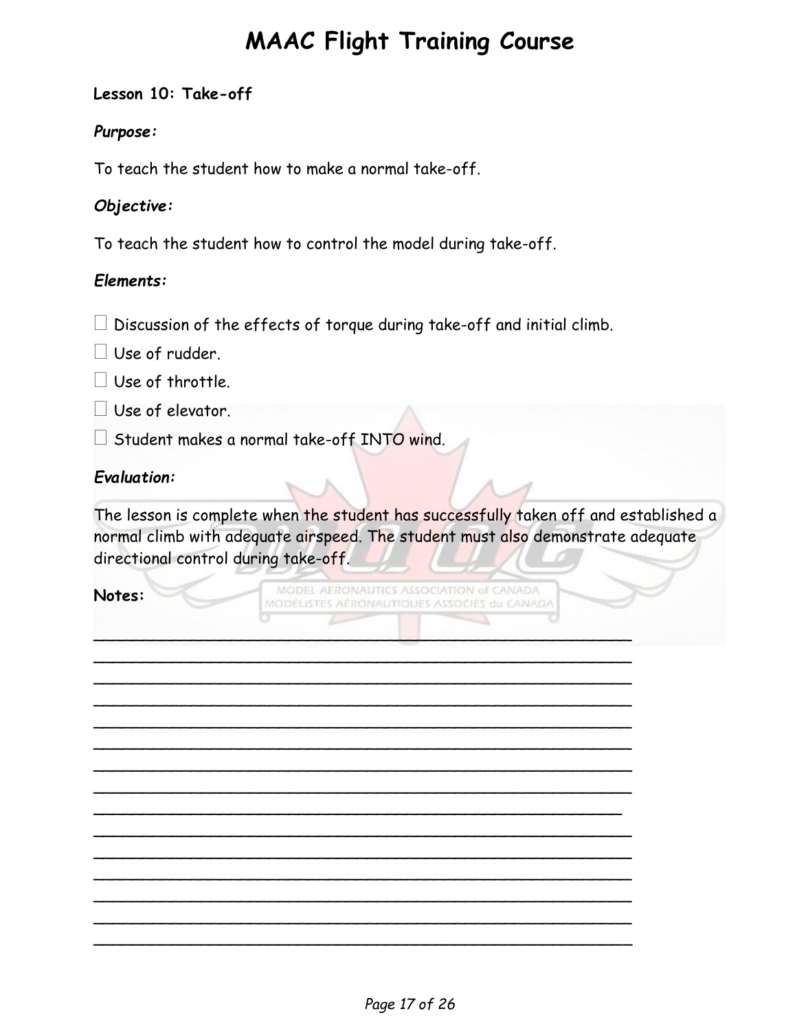# MAAC Flight Training Course

**Lesson 10: Take-off**

***Purpose:***

To teach the student how to make a normal take-off.

***Objective:***

To teach the student how to control the model during take-off.

***Elements:***

- ☐ Discussion of the effects of torque during take-off and initial climb.
- ☐ Use of rudder.
- ☐ Use of throttle.
- ☐ Use of elevator.
- ☐ Student makes a normal take-off INTO wind.

***Evaluation:***

The lesson is complete when the student has successfully taken off and established a normal climb with adequate airspeed. The student must also demonstrate adequate directional control during take-off.

**Notes:**

___________________________________________________________
___________________________________________________________
___________________________________________________________
___________________________________________________________
___________________________________________________________
___________________________________________________________
___________________________________________________________
___________________________________________________________
___________________________________________________________
___________________________________________________________
___________________________________________________________
___________________________________________________________
___________________________________________________________
___________________________________________________________
___________________________________________________________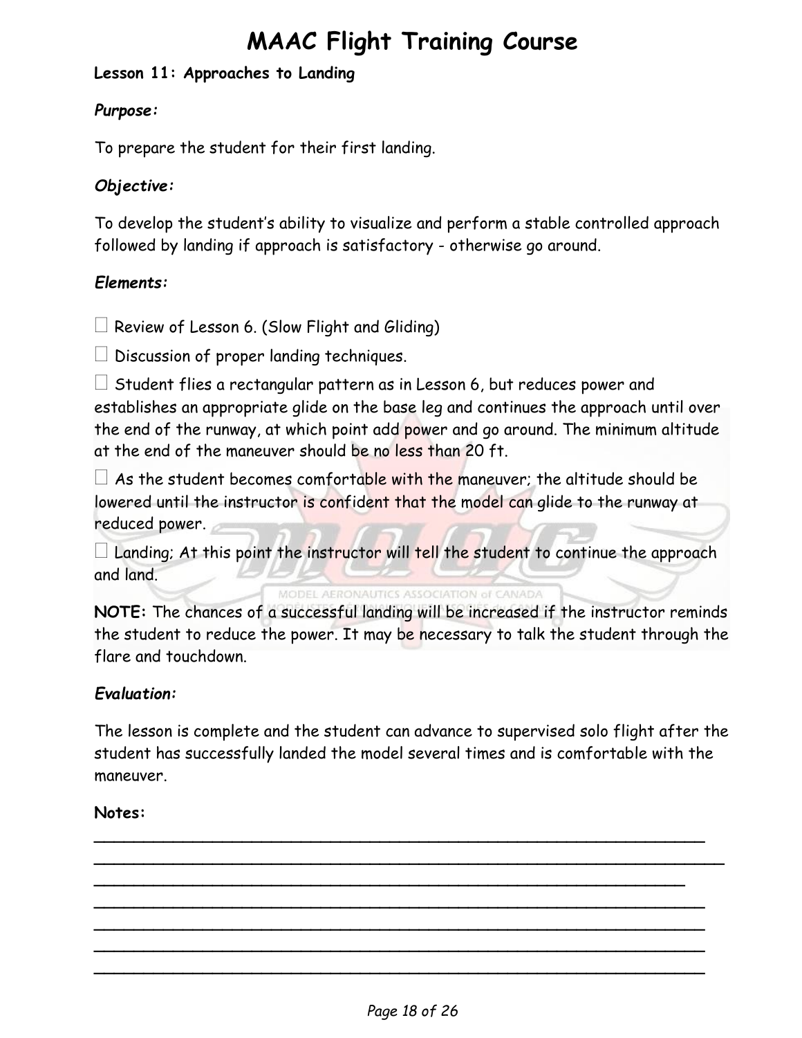# MAAC Flight Training Course

**Lesson 11: Approaches to Landing**

***Purpose:***

To prepare the student for their first landing.

***Objective:***

To develop the student's ability to visualize and perform a stable controlled approach followed by landing if approach is satisfactory - otherwise go around.

***Elements:***

- ☐ Review of Lesson 6. (Slow Flight and Gliding)
- ☐ Discussion of proper landing techniques.
- ☐ Student flies a rectangular pattern as in Lesson 6, but reduces power and establishes an appropriate glide on the base leg and continues the approach until over the end of the runway, at which point add power and go around. The minimum altitude at the end of the maneuver should be no less than 20 ft.
- ☐ As the student becomes comfortable with the maneuver; the altitude should be lowered until the instructor is confident that the model can glide to the runway at reduced power.
- ☐ Landing; At this point the instructor will tell the student to continue the approach and land.

**NOTE:** The chances of a successful landing will be increased if the instructor reminds the student to reduce the power. It may be necessary to talk the student through the flare and touchdown.

***Evaluation:***

The lesson is complete and the student can advance to supervised solo flight after the student has successfully landed the model several times and is comfortable with the maneuver.

**Notes:**

______________________________________________________________

______________________________________________________________

______________________________________________________________

______________________________________________________________

______________________________________________________________

______________________________________________________________

______________________________________________________________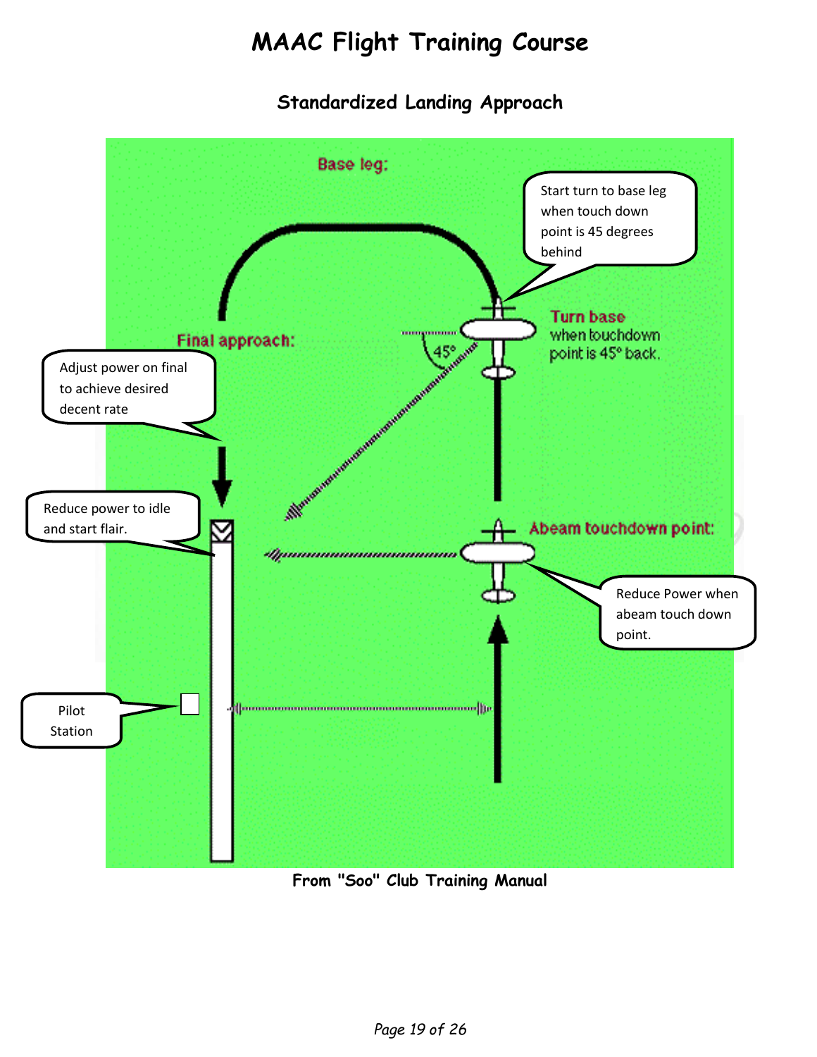# MAAC Flight Training Course

## Standardized Landing Approach

Base leg:

Start turn to base leg when touch down point is 45 degrees behind

Turn base when touchdown point is 45° back.

45°

Final approach:

Adjust power on final to achieve desired decent rate

Reduce power to idle and start flair.

Abeam touchdown point:

Reduce Power when abeam touch down point.

Pilot Station

From "Soo" Club Training Manual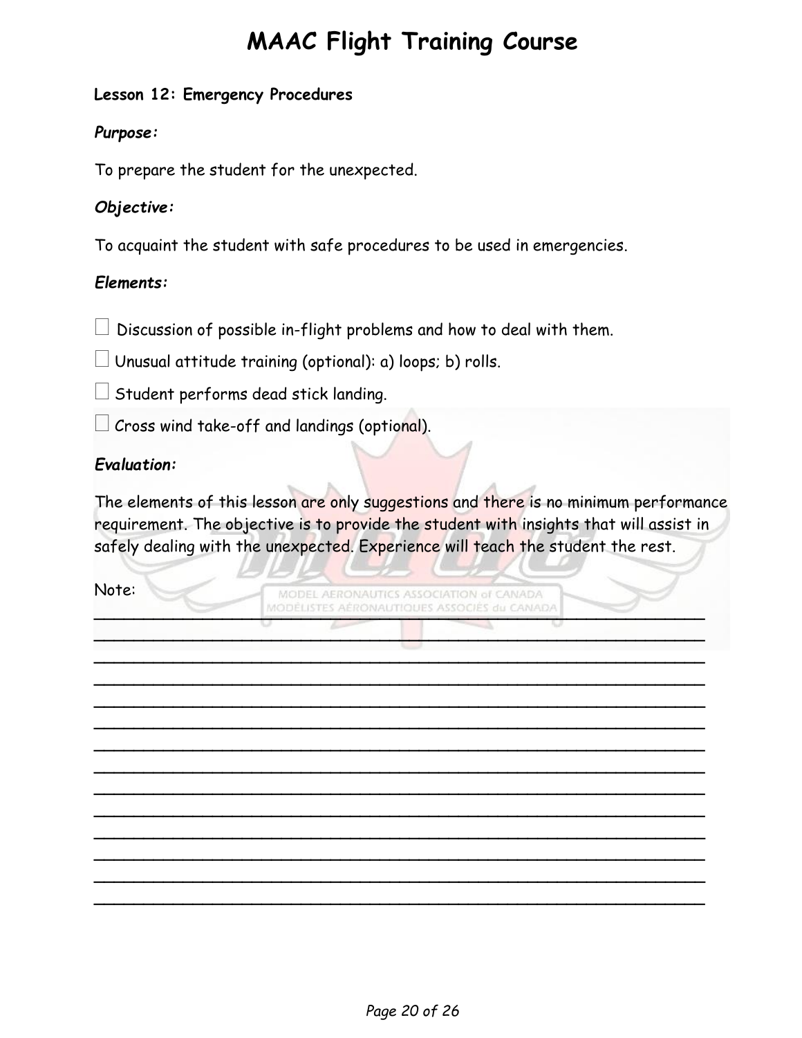# MAAC Flight Training Course

### Lesson 12: Emergency Procedures

***Purpose:***

To prepare the student for the unexpected.

***Objective:***

To acquaint the student with safe procedures to be used in emergencies.

***Elements:***

- ☐ Discussion of possible in-flight problems and how to deal with them.
- ☐ Unusual attitude training (optional): a) loops; b) rolls.
- ☐ Student performs dead stick landing.
- ☐ Cross wind take-off and landings (optional).

***Evaluation:***

The elements of this lesson are only suggestions and there is no minimum performance requirement. The objective is to provide the student with insights that will assist in safely dealing with the unexpected. Experience will teach the student the rest.

Note:

______________________________________________________________

______________________________________________________________

______________________________________________________________

______________________________________________________________

______________________________________________________________

______________________________________________________________

______________________________________________________________

______________________________________________________________

______________________________________________________________

______________________________________________________________

______________________________________________________________

______________________________________________________________

______________________________________________________________

______________________________________________________________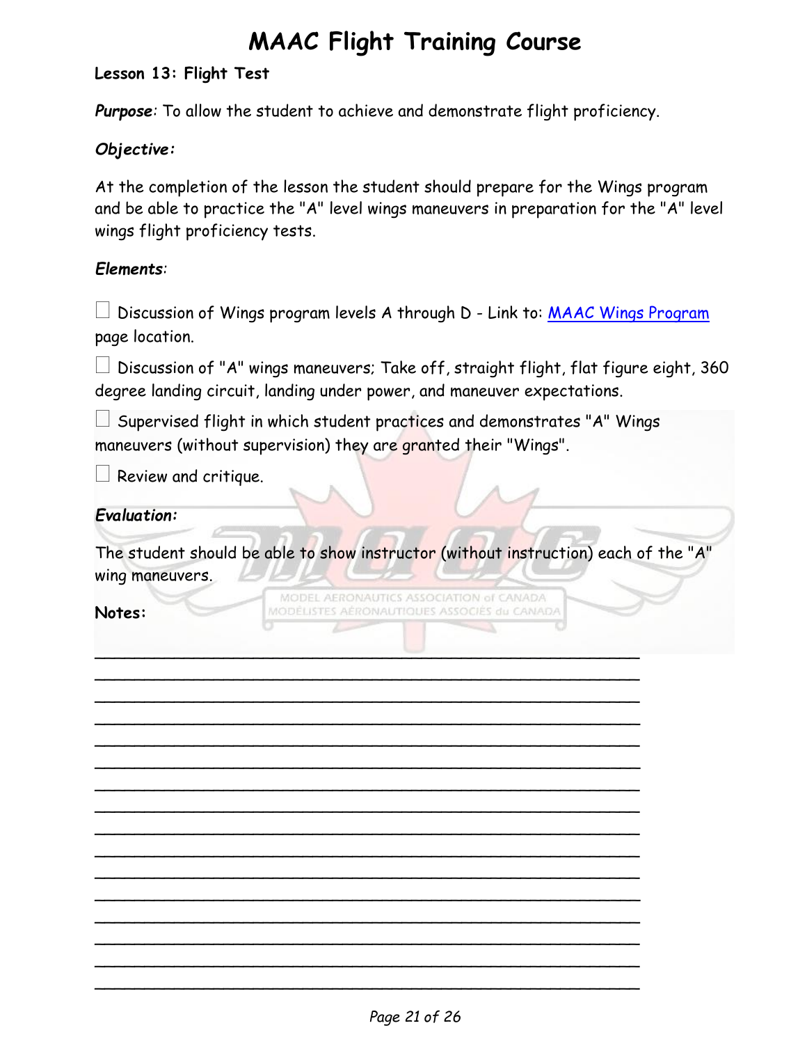# MAAC Flight Training Course

**Lesson 13: Flight Test**

***Purpose***: To allow the student to achieve and demonstrate flight proficiency.

***Objective:***

At the completion of the lesson the student should prepare for the Wings program and be able to practice the "A" level wings maneuvers in preparation for the "A" level wings flight proficiency tests.

***Elements***:

☐ Discussion of Wings program levels A through D - Link to: MAAC Wings Program page location.

☐ Discussion of "A" wings maneuvers; Take off, straight flight, flat figure eight, 360 degree landing circuit, landing under power, and maneuver expectations.

☐ Supervised flight in which student practices and demonstrates "A" Wings maneuvers (without supervision) they are granted their "Wings".

☐ Review and critique.

***Evaluation:***

The student should be able to show instructor (without instruction) each of the "A" wing maneuvers.

**Notes:**

\_\_\_\_\_\_\_\_\_\_\_\_\_\_\_\_\_\_\_\_\_\_\_\_\_\_\_\_\_\_\_\_\_\_\_\_\_\_\_\_\_\_\_\_\_\_\_\_\_\_\_\_\_\_\_\_
\_\_\_\_\_\_\_\_\_\_\_\_\_\_\_\_\_\_\_\_\_\_\_\_\_\_\_\_\_\_\_\_\_\_\_\_\_\_\_\_\_\_\_\_\_\_\_\_\_\_\_\_\_\_\_\_
\_\_\_\_\_\_\_\_\_\_\_\_\_\_\_\_\_\_\_\_\_\_\_\_\_\_\_\_\_\_\_\_\_\_\_\_\_\_\_\_\_\_\_\_\_\_\_\_\_\_\_\_\_\_\_\_
\_\_\_\_\_\_\_\_\_\_\_\_\_\_\_\_\_\_\_\_\_\_\_\_\_\_\_\_\_\_\_\_\_\_\_\_\_\_\_\_\_\_\_\_\_\_\_\_\_\_\_\_\_\_\_\_
\_\_\_\_\_\_\_\_\_\_\_\_\_\_\_\_\_\_\_\_\_\_\_\_\_\_\_\_\_\_\_\_\_\_\_\_\_\_\_\_\_\_\_\_\_\_\_\_\_\_\_\_\_\_\_\_
\_\_\_\_\_\_\_\_\_\_\_\_\_\_\_\_\_\_\_\_\_\_\_\_\_\_\_\_\_\_\_\_\_\_\_\_\_\_\_\_\_\_\_\_\_\_\_\_\_\_\_\_\_\_\_\_
\_\_\_\_\_\_\_\_\_\_\_\_\_\_\_\_\_\_\_\_\_\_\_\_\_\_\_\_\_\_\_\_\_\_\_\_\_\_\_\_\_\_\_\_\_\_\_\_\_\_\_\_\_\_\_\_
\_\_\_\_\_\_\_\_\_\_\_\_\_\_\_\_\_\_\_\_\_\_\_\_\_\_\_\_\_\_\_\_\_\_\_\_\_\_\_\_\_\_\_\_\_\_\_\_\_\_\_\_\_\_\_\_
\_\_\_\_\_\_\_\_\_\_\_\_\_\_\_\_\_\_\_\_\_\_\_\_\_\_\_\_\_\_\_\_\_\_\_\_\_\_\_\_\_\_\_\_\_\_\_\_\_\_\_\_\_\_\_\_
\_\_\_\_\_\_\_\_\_\_\_\_\_\_\_\_\_\_\_\_\_\_\_\_\_\_\_\_\_\_\_\_\_\_\_\_\_\_\_\_\_\_\_\_\_\_\_\_\_\_\_\_\_\_\_\_
\_\_\_\_\_\_\_\_\_\_\_\_\_\_\_\_\_\_\_\_\_\_\_\_\_\_\_\_\_\_\_\_\_\_\_\_\_\_\_\_\_\_\_\_\_\_\_\_\_\_\_\_\_\_\_\_
\_\_\_\_\_\_\_\_\_\_\_\_\_\_\_\_\_\_\_\_\_\_\_\_\_\_\_\_\_\_\_\_\_\_\_\_\_\_\_\_\_\_\_\_\_\_\_\_\_\_\_\_\_\_\_\_
\_\_\_\_\_\_\_\_\_\_\_\_\_\_\_\_\_\_\_\_\_\_\_\_\_\_\_\_\_\_\_\_\_\_\_\_\_\_\_\_\_\_\_\_\_\_\_\_\_\_\_\_\_\_\_\_
\_\_\_\_\_\_\_\_\_\_\_\_\_\_\_\_\_\_\_\_\_\_\_\_\_\_\_\_\_\_\_\_\_\_\_\_\_\_\_\_\_\_\_\_\_\_\_\_\_\_\_\_\_\_\_\_
\_\_\_\_\_\_\_\_\_\_\_\_\_\_\_\_\_\_\_\_\_\_\_\_\_\_\_\_\_\_\_\_\_\_\_\_\_\_\_\_\_\_\_\_\_\_\_\_\_\_\_\_\_\_\_\_
\_\_\_\_\_\_\_\_\_\_\_\_\_\_\_\_\_\_\_\_\_\_\_\_\_\_\_\_\_\_\_\_\_\_\_\_\_\_\_\_\_\_\_\_\_\_\_\_\_\_\_\_\_\_\_\_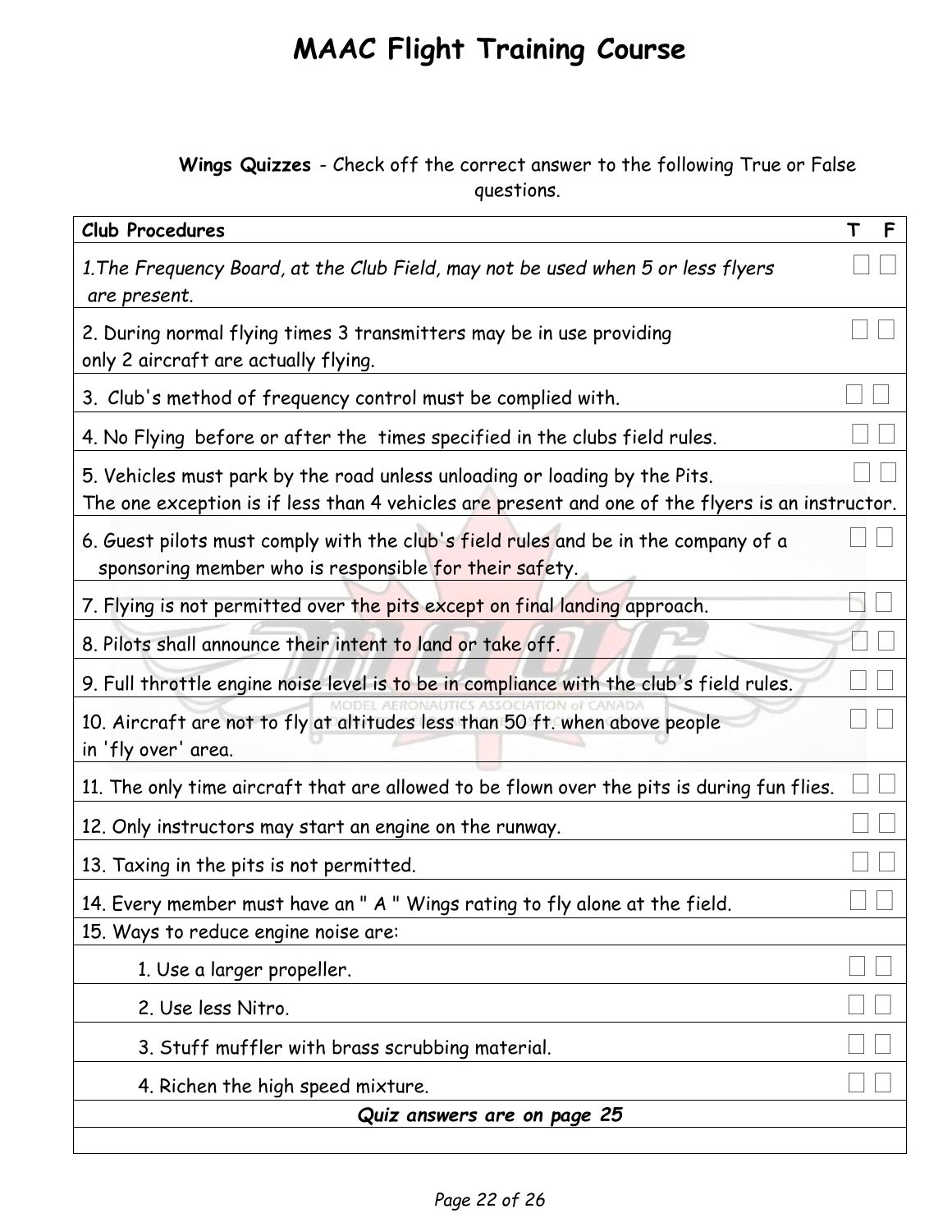# MAAC Flight Training Course

**Wings Quizzes** - Check off the correct answer to the following True or False questions.

| Club Procedures | T | F |
|---|---|---|
| *1.The Frequency Board, at the Club Field, may not be used when 5 or less flyers are present.* | ☐ | ☐ |
| 2. During normal flying times 3 transmitters may be in use providing only 2 aircraft are actually flying. | ☐ | ☐ |
| 3. Club's method of frequency control must be complied with. | ☐ | ☐ |
| 4. No Flying before or after the times specified in the clubs field rules. | ☐ | ☐ |
| 5. Vehicles must park by the road unless unloading or loading by the Pits. The one exception is if less than 4 vehicles are present and one of the flyers is an instructor. | ☐ | ☐ |
| 6. Guest pilots must comply with the club's field rules and be in the company of a sponsoring member who is responsible for their safety. | ☐ | ☐ |
| 7. Flying is not permitted over the pits except on final landing approach. | ☐ | ☐ |
| 8. Pilots shall announce their intent to land or take off. | ☐ | ☐ |
| 9. Full throttle engine noise level is to be in compliance with the club's field rules. | ☐ | ☐ |
| 10. Aircraft are not to fly at altitudes less than 50 ft. when above people in 'fly over' area. | ☐ | ☐ |
| 11. The only time aircraft that are allowed to be flown over the pits is during fun flies. | ☐ | ☐ |
| 12. Only instructors may start an engine on the runway. | ☐ | ☐ |
| 13. Taxing in the pits is not permitted. | ☐ | ☐ |
| 14. Every member must have an " A " Wings rating to fly alone at the field. | ☐ | ☐ |
| 15. Ways to reduce engine noise are: | | |
| 1. Use a larger propeller. | ☐ | ☐ |
| 2. Use less Nitro. | ☐ | ☐ |
| 3. Stuff muffler with brass scrubbing material. | ☐ | ☐ |
| 4. Richen the high speed mixture. | ☐ | ☐ |
| ***Quiz answers are on page 25*** | | |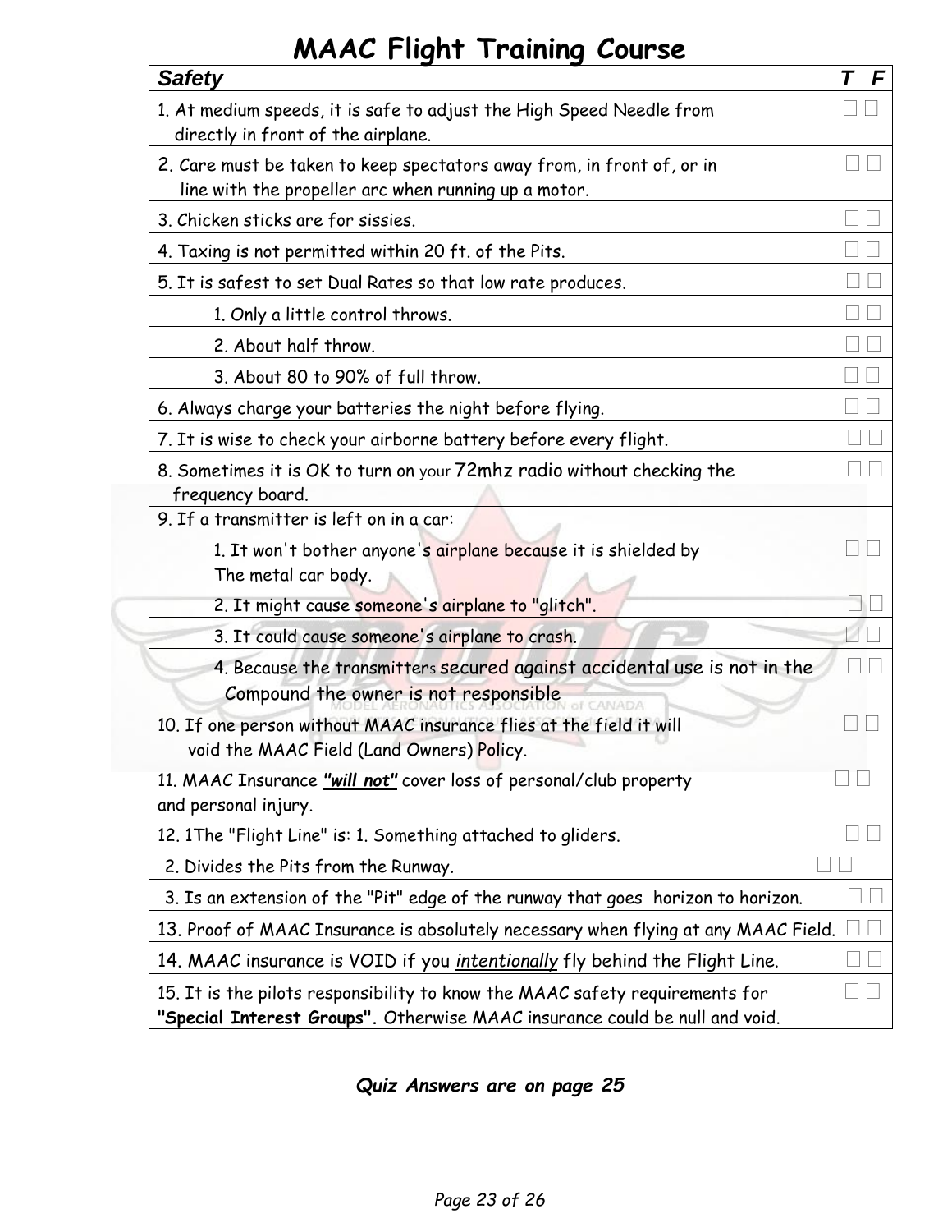# MAAC Flight Training Course

| *Safety* | T | F |
|---|---|---|
| 1. At medium speeds, it is safe to adjust the High Speed Needle from directly in front of the airplane. | □ | □ |
| 2. Care must be taken to keep spectators away from, in front of, or in line with the propeller arc when running up a motor. | □ | □ |
| 3. Chicken sticks are for sissies. | □ | □ |
| 4. Taxing is not permitted within 20 ft. of the Pits. | □ | □ |
| 5. It is safest to set Dual Rates so that low rate produces. | □ | □ |
| 1. Only a little control throws. | □ | □ |
| 2. About half throw. | □ | □ |
| 3. About 80 to 90% of full throw. | □ | □ |
| 6. Always charge your batteries the night before flying. | □ | □ |
| 7. It is wise to check your airborne battery before every flight. | □ | □ |
| 8. Sometimes it is OK to turn on your 72mhz radio without checking the frequency board. | □ | □ |
| 9. If a transmitter is left on in a car: | | |
| 1. It won't bother anyone's airplane because it is shielded by The metal car body. | □ | □ |
| 2. It might cause someone's airplane to "glitch". | □ | □ |
| 3. It could cause someone's airplane to crash. | □ | □ |
| 4. Because the transmitters secured against accidental use is not in the Compound the owner is not responsible | □ | □ |
| 10. If one person without MAAC insurance flies at the field it will void the MAAC Field (Land Owners) Policy. | □ | □ |
| 11. MAAC Insurance ***"will not"*** cover loss of personal/club property and personal injury. | □ | □ |
| 12. 1The "Flight Line" is: 1. Something attached to gliders. | □ | □ |
| 2. Divides the Pits from the Runway. | □ | □ |
| 3. Is an extension of the "Pit" edge of the runway that goes horizon to horizon. | □ | □ |
| 13. Proof of MAAC Insurance is absolutely necessary when flying at any MAAC Field. | □ | □ |
| 14. MAAC insurance is VOID if you *intentionally* fly behind the Flight Line. | □ | □ |
| 15. It is the pilots responsibility to know the MAAC safety requirements for **"Special Interest Groups".** Otherwise MAAC insurance could be null and void. | □ | □ |

***Quiz Answers are on page 25***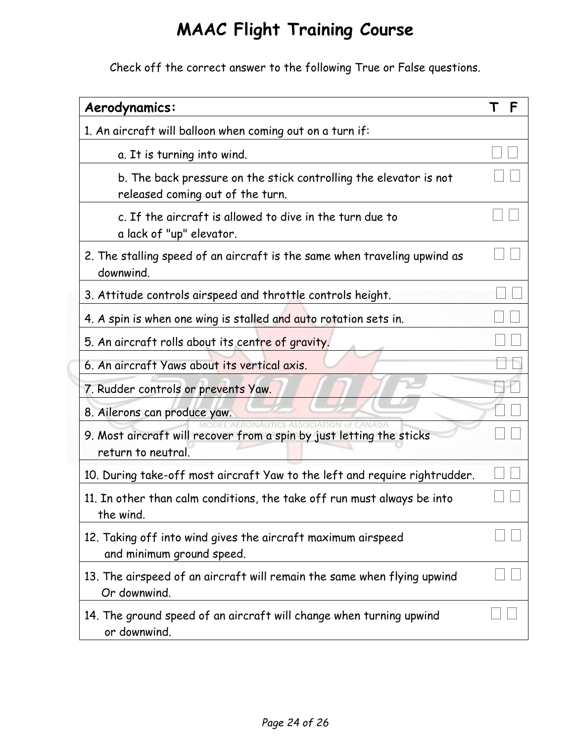# MAAC Flight Training Course

Check off the correct answer to the following True or False questions.

| **Aerodynamics:** | **T** | **F** |
|---|---|---|
| 1. An aircraft will balloon when coming out on a turn if: | | |
| a. It is turning into wind. | ☐ | ☐ |
| b. The back pressure on the stick controlling the elevator is not released coming out of the turn. | ☐ | ☐ |
| c. If the aircraft is allowed to dive in the turn due to a lack of "up" elevator. | ☐ | ☐ |
| 2. The stalling speed of an aircraft is the same when traveling upwind as downwind. | ☐ | ☐ |
| 3. Attitude controls airspeed and throttle controls height. | ☐ | ☐ |
| 4. A spin is when one wing is stalled and auto rotation sets in. | ☐ | ☐ |
| 5. An aircraft rolls about its centre of gravity. | ☐ | ☐ |
| 6. An aircraft Yaws about its vertical axis. | ☐ | ☐ |
| 7. Rudder controls or prevents Yaw. | ☐ | ☐ |
| 8. Ailerons can produce yaw. | ☐ | ☐ |
| 9. Most aircraft will recover from a spin by just letting the sticks return to neutral. | ☐ | ☐ |
| 10. During take-off most aircraft Yaw to the left and require rightrudder. | ☐ | ☐ |
| 11. In other than calm conditions, the take off run must always be into the wind. | ☐ | ☐ |
| 12. Taking off into wind gives the aircraft maximum airspeed and minimum ground speed. | ☐ | ☐ |
| 13. The airspeed of an aircraft will remain the same when flying upwind Or downwind. | ☐ | ☐ |
| 14. The ground speed of an aircraft will change when turning upwind or downwind. | ☐ | ☐ |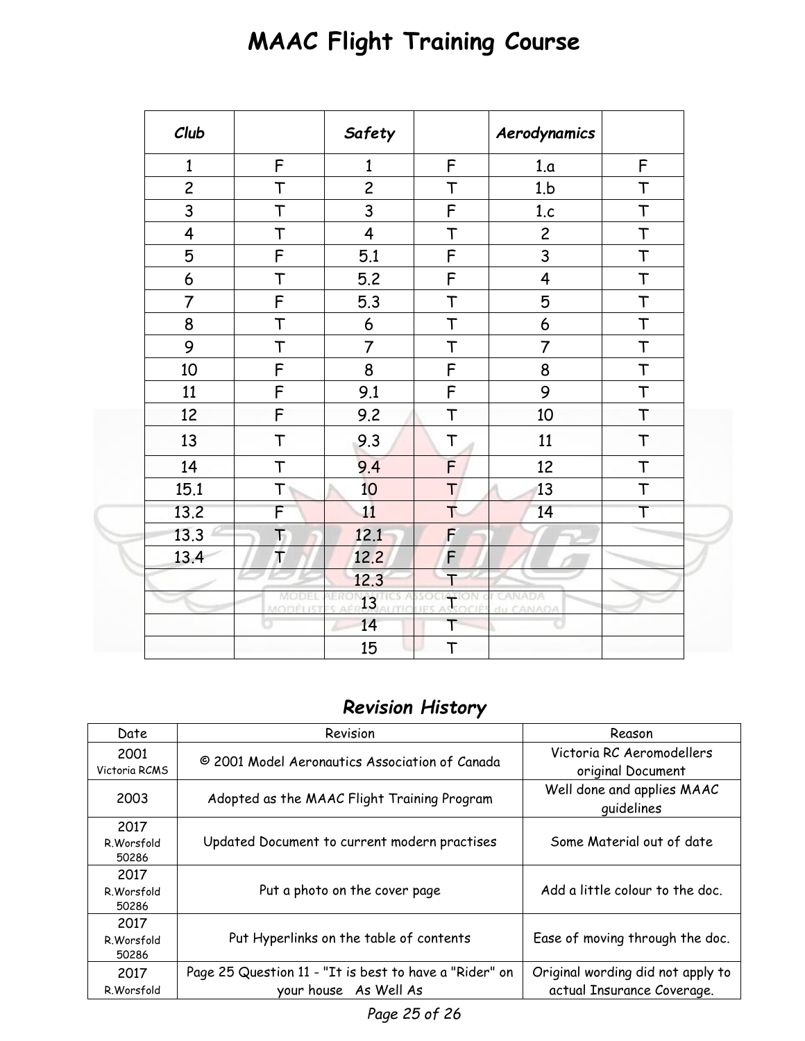# MAAC Flight Training Course

| *Club* | | *Safety* | | *Aerodynamics* | |
|---|---|---|---|---|---|
| 1 | F | 1 | F | 1.a | F |
| 2 | T | 2 | T | 1.b | T |
| 3 | T | 3 | F | 1.c | T |
| 4 | T | 4 | T | 2 | T |
| 5 | F | 5.1 | F | 3 | T |
| 6 | T | 5.2 | F | 4 | T |
| 7 | F | 5.3 | T | 5 | T |
| 8 | T | 6 | T | 6 | T |
| 9 | T | 7 | T | 7 | T |
| 10 | F | 8 | F | 8 | T |
| 11 | F | 9.1 | F | 9 | T |
| 12 | F | 9.2 | T | 10 | T |
| 13 | T | 9.3 | T | 11 | T |
| 14 | T | 9.4 | F | 12 | T |
| 15.1 | T | 10 | T | 13 | T |
| 13.2 | F | 11 | T | 14 | T |
| 13.3 | T | 12.1 | F | | |
| 13.4 | T | 12.2 | F | | |
| | | 12.3 | T | | |
| | | 13 | T | | |
| | | 14 | T | | |
| | | 15 | T | | |

## *Revision History*

| Date | Revision | Reason |
|---|---|---|
| 2001 Victoria RCMS | © 2001 Model Aeronautics Association of Canada | Victoria RC Aeromodellers original Document |
| 2003 | Adopted as the MAAC Flight Training Program | Well done and applies MAAC guidelines |
| 2017 R.Worsfold 50286 | Updated Document to current modern practises | Some Material out of date |
| 2017 R.Worsfold 50286 | Put a photo on the cover page | Add a little colour to the doc. |
| 2017 R.Worsfold 50286 | Put Hyperlinks on the table of contents | Ease of moving through the doc. |
| 2017 R.Worsfold | Page 25 Question 11 - "It is best to have a "Rider" on your house As Well As | Original wording did not apply to actual Insurance Coverage. |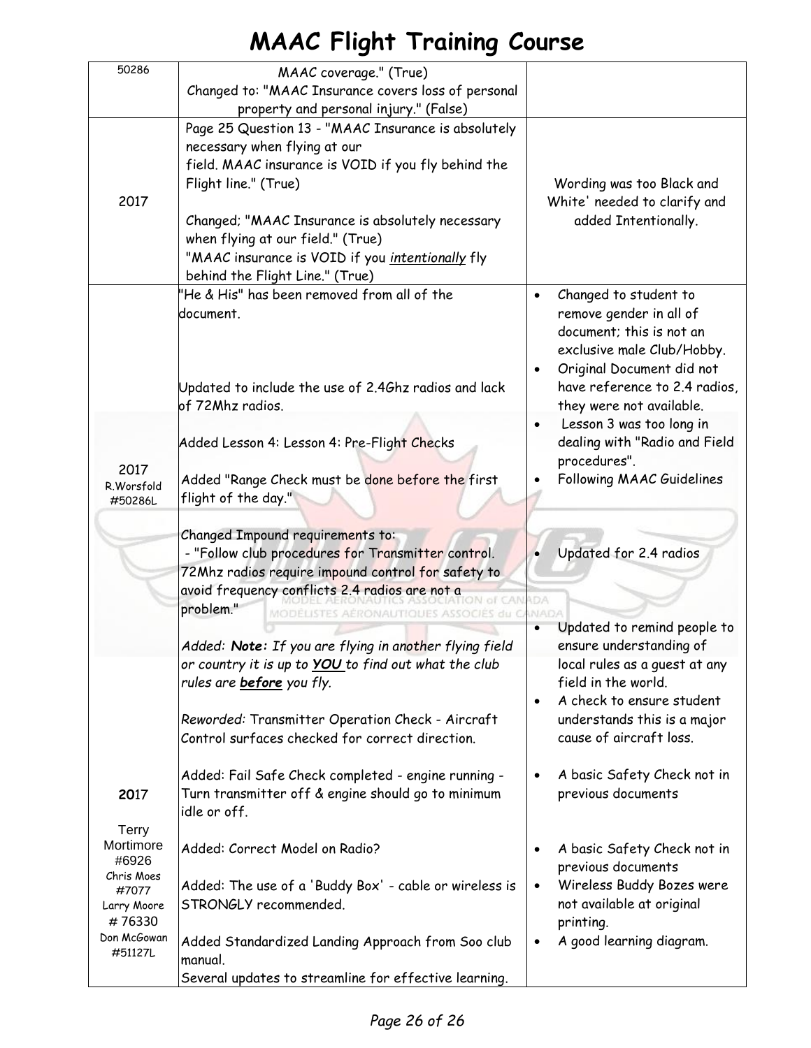| | | |
|---|---|---|
| 50286 | MAAC coverage." (True)<br>Changed to: "MAAC Insurance covers loss of personal property and personal injury." (False) | |
| 2017 | Page 25 Question 13 - "MAAC Insurance is absolutely necessary when flying at our field. MAAC insurance is VOID if you fly behind the Flight line." (True)<br><br>Changed; "MAAC Insurance is absolutely necessary when flying at our field." (True)<br>"MAAC insurance is VOID if you *intentionally* fly behind the Flight Line." (True) | Wording was too Black and White' needed to clarify and added Intentionally. |
| 2017<br>R.Worsfold<br>#50286L | "He & His" has been removed from all of the document.<br><br>Updated to include the use of 2.4Ghz radios and lack of 72Mhz radios.<br><br>Added Lesson 4: Lesson 4: Pre-Flight Checks<br><br>Added "Range Check must be done before the first flight of the day."<br><br>Changed Impound requirements to:<br>- "Follow club procedures for Transmitter control. 72Mhz radios require impound control for safety to avoid frequency conflicts 2.4 radios are not a problem." | • Changed to student to remove gender in all of document; this is not an exclusive male Club/Hobby.<br>• Original Document did not have reference to 2.4 radios, they were not available.<br>• Lesson 3 was too long in dealing with "Radio and Field procedures".<br>• Following MAAC Guidelines<br><br>• Updated for 2.4 radios |
| 2017<br><br>Terry Mortimore #6926<br>Chris Moes #7077<br>Larry Moore # 76330<br>Don McGowan #51127L | *Added: **Note:** If you are flying in another flying field or country it is up to **YOU** to find out what the club rules are **before** you fly.*<br><br>*Reworded:* Transmitter Operation Check - Aircraft Control surfaces checked for correct direction.<br><br>Added: Fail Safe Check completed - engine running - Turn transmitter off & engine should go to minimum idle or off.<br><br>Added: Correct Model on Radio?<br><br>Added: The use of a 'Buddy Box' - cable or wireless is STRONGLY recommended.<br><br>Added Standardized Landing Approach from Soo club manual.<br>Several updates to streamline for effective learning. | • Updated to remind people to ensure understanding of local rules as a guest at any field in the world.<br>• A check to ensure student understands this is a major cause of aircraft loss.<br><br>• A basic Safety Check not in previous documents<br><br>• A basic Safety Check not in previous documents<br>• Wireless Buddy Bozes were not available at original printing.<br>• A good learning diagram. |